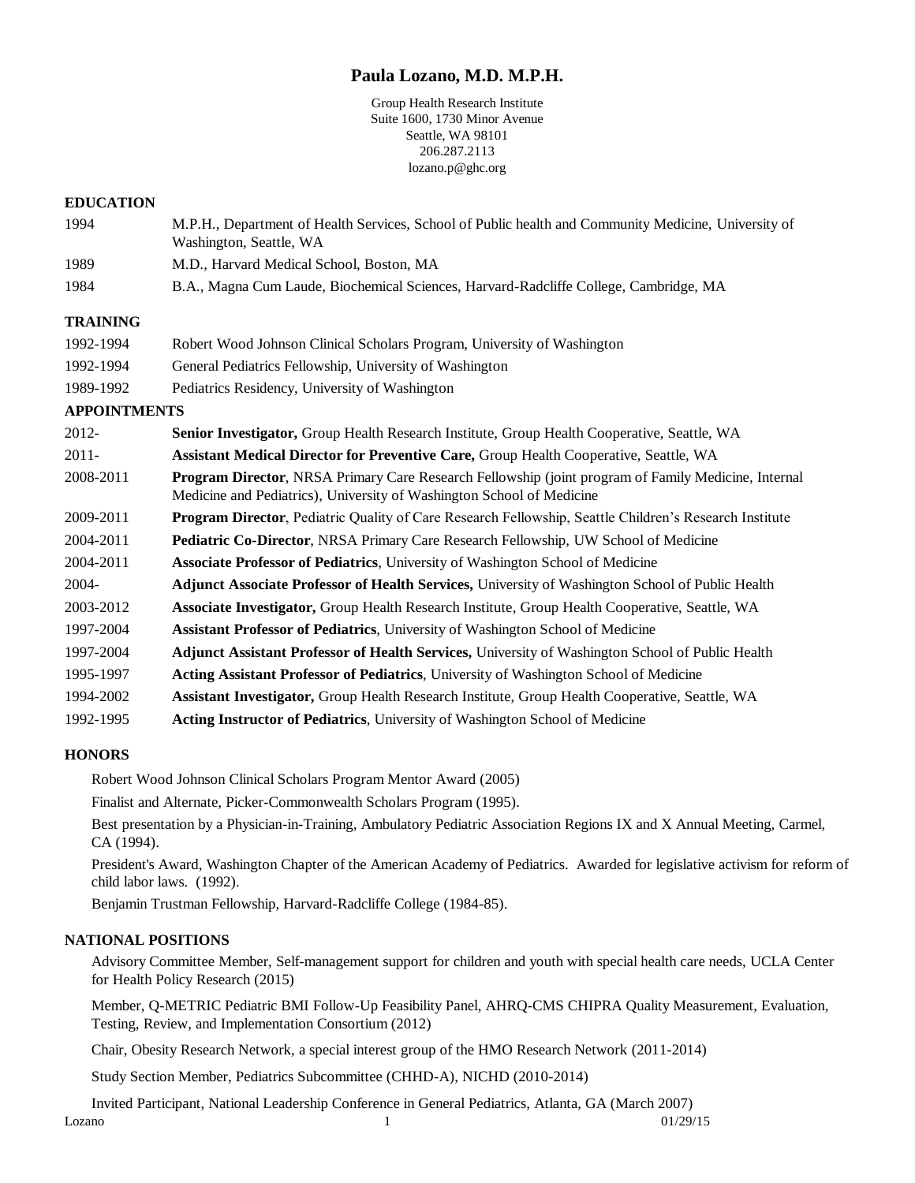# Paula Lozano, M.D. M.P.H.

Group Health Research Institute
Suite 1600, 1730 Minor Avenue
Seattle, WA 98101
206.287.2113
lozano.p@ghc.org

## EDUCATION

| | |
|---|---|
| 1994 | M.P.H., Department of Health Services, School of Public health and Community Medicine, University of Washington, Seattle, WA |
| 1989 | M.D., Harvard Medical School, Boston, MA |
| 1984 | B.A., Magna Cum Laude, Biochemical Sciences, Harvard-Radcliffe College, Cambridge, MA |

## TRAINING

| | |
|---|---|
| 1992-1994 | Robert Wood Johnson Clinical Scholars Program, University of Washington |
| 1992-1994 | General Pediatrics Fellowship, University of Washington |
| 1989-1992 | Pediatrics Residency, University of Washington |

## APPOINTMENTS

| | |
|---|---|
| 2012- | **Senior Investigator,** Group Health Research Institute, Group Health Cooperative, Seattle, WA |
| 2011- | **Assistant Medical Director for Preventive Care,** Group Health Cooperative, Seattle, WA |
| 2008-2011 | **Program Director**, NRSA Primary Care Research Fellowship (joint program of Family Medicine, Internal Medicine and Pediatrics), University of Washington School of Medicine |
| 2009-2011 | **Program Director**, Pediatric Quality of Care Research Fellowship, Seattle Children's Research Institute |
| 2004-2011 | **Pediatric Co-Director**, NRSA Primary Care Research Fellowship, UW School of Medicine |
| 2004-2011 | **Associate Professor of Pediatrics**, University of Washington School of Medicine |
| 2004- | **Adjunct Associate Professor of Health Services,** University of Washington School of Public Health |
| 2003-2012 | **Associate Investigator,** Group Health Research Institute, Group Health Cooperative, Seattle, WA |
| 1997-2004 | **Assistant Professor of Pediatrics**, University of Washington School of Medicine |
| 1997-2004 | **Adjunct Assistant Professor of Health Services,** University of Washington School of Public Health |
| 1995-1997 | **Acting Assistant Professor of Pediatrics**, University of Washington School of Medicine |
| 1994-2002 | **Assistant Investigator,** Group Health Research Institute, Group Health Cooperative, Seattle, WA |
| 1992-1995 | **Acting Instructor of Pediatrics**, University of Washington School of Medicine |

## HONORS

Robert Wood Johnson Clinical Scholars Program Mentor Award (2005)

Finalist and Alternate, Picker-Commonwealth Scholars Program (1995).

Best presentation by a Physician-in-Training, Ambulatory Pediatric Association Regions IX and X Annual Meeting, Carmel, CA (1994).

President's Award, Washington Chapter of the American Academy of Pediatrics. Awarded for legislative activism for reform of child labor laws. (1992).

Benjamin Trustman Fellowship, Harvard-Radcliffe College (1984-85).

## NATIONAL POSITIONS

Advisory Committee Member, Self-management support for children and youth with special health care needs, UCLA Center for Health Policy Research (2015)

Member, Q-METRIC Pediatric BMI Follow-Up Feasibility Panel, AHRQ-CMS CHIPRA Quality Measurement, Evaluation, Testing, Review, and Implementation Consortium (2012)

Chair, Obesity Research Network, a special interest group of the HMO Research Network (2011-2014)

Study Section Member, Pediatrics Subcommittee (CHHD-A), NICHD (2010-2014)

Invited Participant, National Leadership Conference in General Pediatrics, Atlanta, GA (March 2007)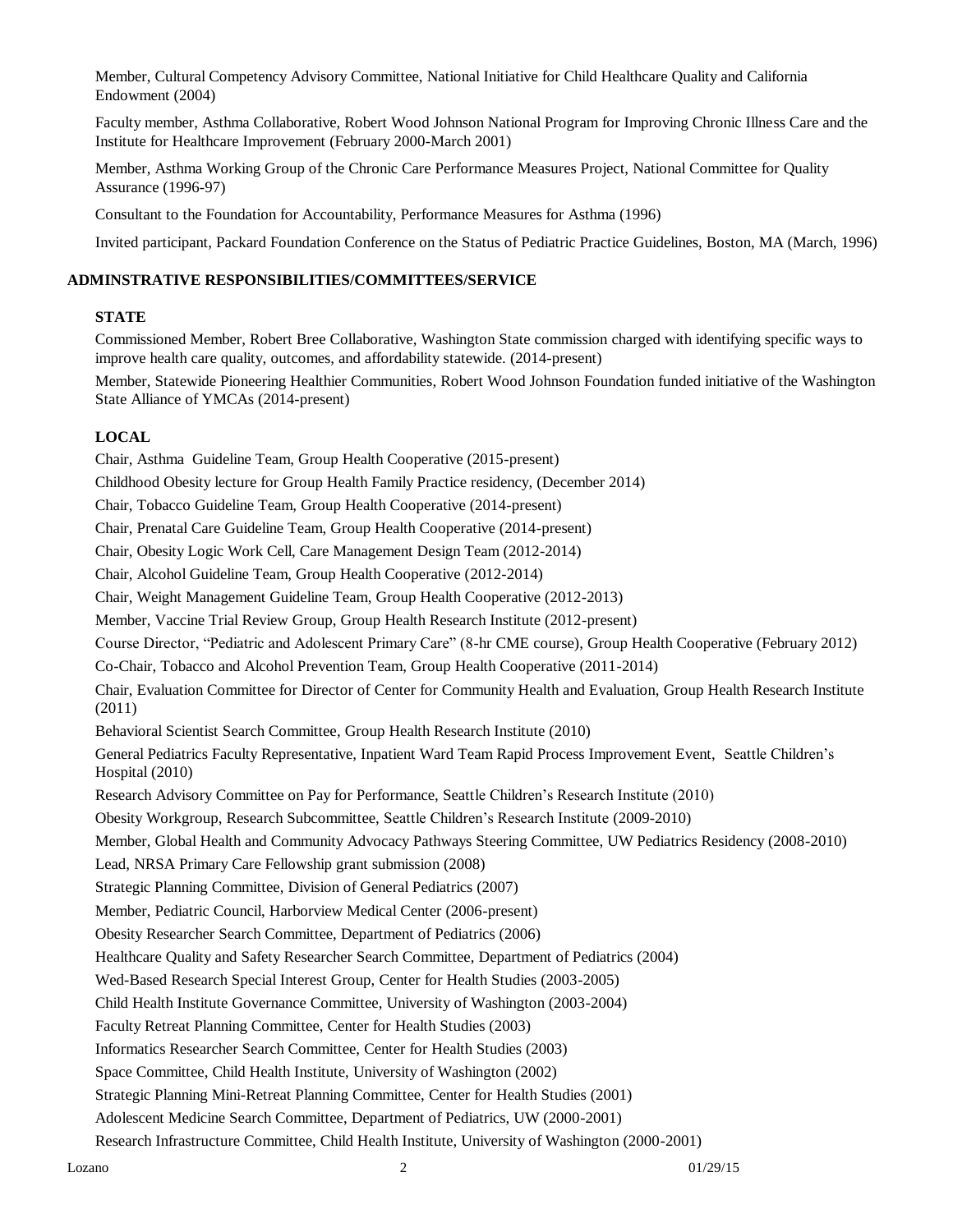Member, Cultural Competency Advisory Committee, National Initiative for Child Healthcare Quality and California Endowment (2004)

Faculty member, Asthma Collaborative, Robert Wood Johnson National Program for Improving Chronic Illness Care and the Institute for Healthcare Improvement (February 2000-March 2001)

Member, Asthma Working Group of the Chronic Care Performance Measures Project, National Committee for Quality Assurance (1996-97)

Consultant to the Foundation for Accountability, Performance Measures for Asthma (1996)

Invited participant, Packard Foundation Conference on the Status of Pediatric Practice Guidelines, Boston, MA (March, 1996)

## ADMINSTRATIVE RESPONSIBILITIES/COMMITTEES/SERVICE

### STATE

Commissioned Member, Robert Bree Collaborative, Washington State commission charged with identifying specific ways to improve health care quality, outcomes, and affordability statewide. (2014-present)

Member, Statewide Pioneering Healthier Communities, Robert Wood Johnson Foundation funded initiative of the Washington State Alliance of YMCAs (2014-present)

### LOCAL

Chair, Asthma Guideline Team, Group Health Cooperative (2015-present)

Childhood Obesity lecture for Group Health Family Practice residency, (December 2014)

Chair, Tobacco Guideline Team, Group Health Cooperative (2014-present)

Chair, Prenatal Care Guideline Team, Group Health Cooperative (2014-present)

Chair, Obesity Logic Work Cell, Care Management Design Team (2012-2014)

Chair, Alcohol Guideline Team, Group Health Cooperative (2012-2014)

Chair, Weight Management Guideline Team, Group Health Cooperative (2012-2013)

Member, Vaccine Trial Review Group, Group Health Research Institute (2012-present)

Course Director, "Pediatric and Adolescent Primary Care" (8-hr CME course), Group Health Cooperative (February 2012)

Co-Chair, Tobacco and Alcohol Prevention Team, Group Health Cooperative (2011-2014)

Chair, Evaluation Committee for Director of Center for Community Health and Evaluation, Group Health Research Institute (2011)

Behavioral Scientist Search Committee, Group Health Research Institute (2010)

General Pediatrics Faculty Representative, Inpatient Ward Team Rapid Process Improvement Event, Seattle Children's Hospital (2010)

Research Advisory Committee on Pay for Performance, Seattle Children's Research Institute (2010)

Obesity Workgroup, Research Subcommittee, Seattle Children's Research Institute (2009-2010)

Member, Global Health and Community Advocacy Pathways Steering Committee, UW Pediatrics Residency (2008-2010)

Lead, NRSA Primary Care Fellowship grant submission (2008)

Strategic Planning Committee, Division of General Pediatrics (2007)

Member, Pediatric Council, Harborview Medical Center (2006-present)

Obesity Researcher Search Committee, Department of Pediatrics (2006)

Healthcare Quality and Safety Researcher Search Committee, Department of Pediatrics (2004)

Wed-Based Research Special Interest Group, Center for Health Studies (2003-2005)

Child Health Institute Governance Committee, University of Washington (2003-2004)

Faculty Retreat Planning Committee, Center for Health Studies (2003)

Informatics Researcher Search Committee, Center for Health Studies (2003)

Space Committee, Child Health Institute, University of Washington (2002)

Strategic Planning Mini-Retreat Planning Committee, Center for Health Studies (2001)

Adolescent Medicine Search Committee, Department of Pediatrics, UW (2000-2001)

Research Infrastructure Committee, Child Health Institute, University of Washington (2000-2001)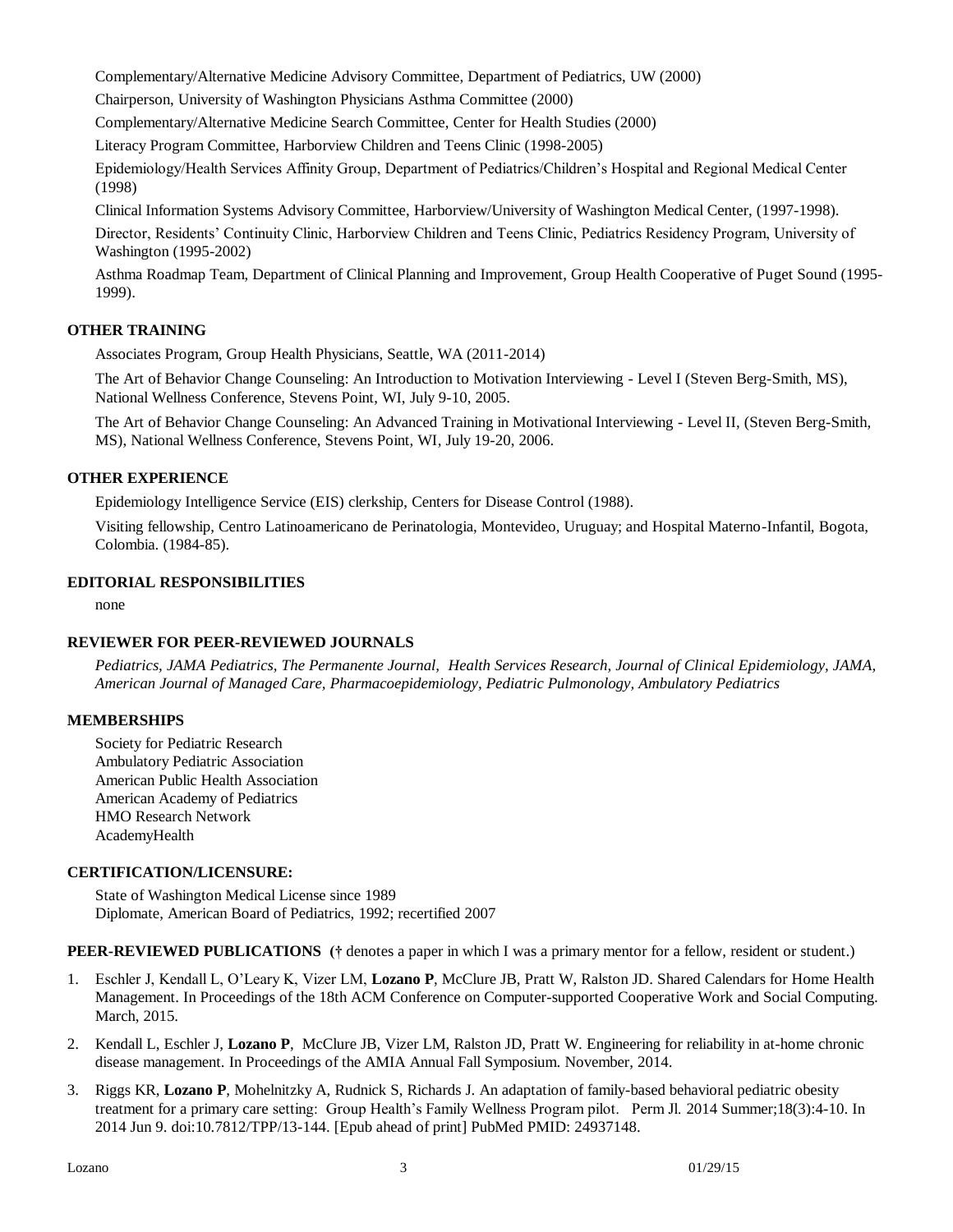Complementary/Alternative Medicine Advisory Committee, Department of Pediatrics, UW (2000)

Chairperson, University of Washington Physicians Asthma Committee (2000)

Complementary/Alternative Medicine Search Committee, Center for Health Studies (2000)

Literacy Program Committee, Harborview Children and Teens Clinic (1998-2005)

Epidemiology/Health Services Affinity Group, Department of Pediatrics/Children's Hospital and Regional Medical Center (1998)

Clinical Information Systems Advisory Committee, Harborview/University of Washington Medical Center, (1997-1998).

Director, Residents' Continuity Clinic, Harborview Children and Teens Clinic, Pediatrics Residency Program, University of Washington (1995-2002)

Asthma Roadmap Team, Department of Clinical Planning and Improvement, Group Health Cooperative of Puget Sound (1995-1999).

### OTHER TRAINING

Associates Program, Group Health Physicians, Seattle, WA (2011-2014)

The Art of Behavior Change Counseling: An Introduction to Motivation Interviewing - Level I (Steven Berg-Smith, MS), National Wellness Conference, Stevens Point, WI, July 9-10, 2005.

The Art of Behavior Change Counseling: An Advanced Training in Motivational Interviewing - Level II, (Steven Berg-Smith, MS), National Wellness Conference, Stevens Point, WI, July 19-20, 2006.

### OTHER EXPERIENCE

Epidemiology Intelligence Service (EIS) clerkship, Centers for Disease Control (1988).

Visiting fellowship, Centro Latinoamericano de Perinatologia, Montevideo, Uruguay; and Hospital Materno-Infantil, Bogota, Colombia. (1984-85).

### EDITORIAL RESPONSIBILITIES

none

### REVIEWER FOR PEER-REVIEWED JOURNALS

*Pediatrics, JAMA Pediatrics, The Permanente Journal, Health Services Research, Journal of Clinical Epidemiology, JAMA, American Journal of Managed Care, Pharmacoepidemiology, Pediatric Pulmonology, Ambulatory Pediatrics*

### MEMBERSHIPS

Society for Pediatric Research
Ambulatory Pediatric Association
American Public Health Association
American Academy of Pediatrics
HMO Research Network
AcademyHealth

### CERTIFICATION/LICENSURE:

State of Washington Medical License since 1989
Diplomate, American Board of Pediatrics, 1992; recertified 2007

**PEER-REVIEWED PUBLICATIONS** (**†** denotes a paper in which I was a primary mentor for a fellow, resident or student.)

1. Eschler J, Kendall L, O'Leary K, Vizer LM, **Lozano P**, McClure JB, Pratt W, Ralston JD. Shared Calendars for Home Health Management. In Proceedings of the 18th ACM Conference on Computer-supported Cooperative Work and Social Computing. March, 2015.
2. Kendall L, Eschler J, **Lozano P**, McClure JB, Vizer LM, Ralston JD, Pratt W. Engineering for reliability in at-home chronic disease management. In Proceedings of the AMIA Annual Fall Symposium. November, 2014.
3. Riggs KR, **Lozano P**, Mohelnitzky A, Rudnick S, Richards J. An adaptation of family-based behavioral pediatric obesity treatment for a primary care setting: Group Health's Family Wellness Program pilot. Perm Jl. 2014 Summer;18(3):4-10. In 2014 Jun 9. doi:10.7812/TPP/13-144. [Epub ahead of print] PubMed PMID: 24937148.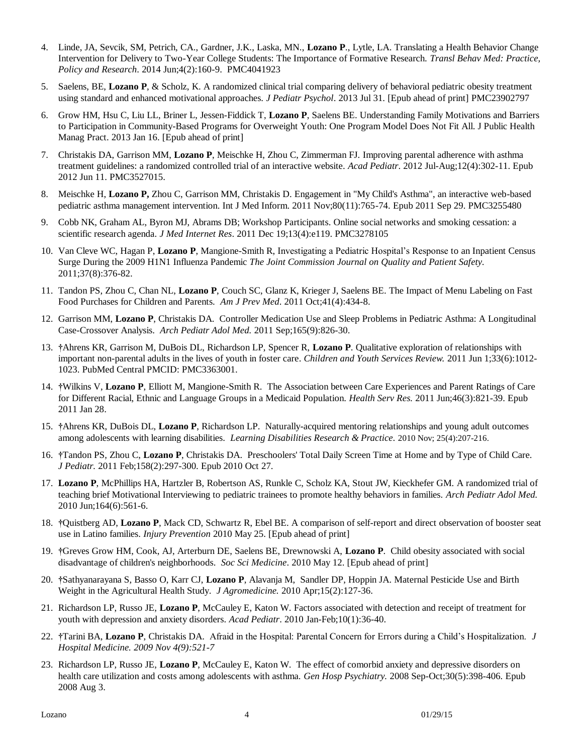4. Linde, JA, Sevcik, SM, Petrich, CA., Gardner, J.K., Laska, MN., **Lozano P**., Lytle, LA. Translating a Health Behavior Change Intervention for Delivery to Two-Year College Students: The Importance of Formative Research. *Transl Behav Med: Practice, Policy and Research*. 2014 Jun;4(2):160-9. PMC4041923

5. Saelens, BE, **Lozano P**, & Scholz, K. A randomized clinical trial comparing delivery of behavioral pediatric obesity treatment using standard and enhanced motivational approaches. *J Pediatr Psychol*. 2013 Jul 31. [Epub ahead of print] PMC23902797

6. Grow HM, Hsu C, Liu LL, Briner L, Jessen-Fiddick T, **Lozano P**, Saelens BE. Understanding Family Motivations and Barriers to Participation in Community-Based Programs for Overweight Youth: One Program Model Does Not Fit All. J Public Health Manag Pract. 2013 Jan 16. [Epub ahead of print]

7. Christakis DA, Garrison MM, **Lozano P**, Meischke H, Zhou C, Zimmerman FJ. Improving parental adherence with asthma treatment guidelines: a randomized controlled trial of an interactive website. *Acad Pediatr*. 2012 Jul-Aug;12(4):302-11. Epub 2012 Jun 11. PMC3527015.

8. Meischke H, **Lozano P,** Zhou C, Garrison MM, Christakis D. Engagement in "My Child's Asthma", an interactive web-based pediatric asthma management intervention. Int J Med Inform. 2011 Nov;80(11):765-74. Epub 2011 Sep 29. PMC3255480

9. Cobb NK, Graham AL, Byron MJ, Abrams DB; Workshop Participants. Online social networks and smoking cessation: a scientific research agenda. *J Med Internet Res*. 2011 Dec 19;13(4):e119. PMC3278105

10. Van Cleve WC, Hagan P, **Lozano P**, Mangione-Smith R, Investigating a Pediatric Hospital's Response to an Inpatient Census Surge During the 2009 H1N1 Influenza Pandemic *The Joint Commission Journal on Quality and Patient Safety.* 2011;37(8):376-82.

11. Tandon PS, Zhou C, Chan NL, **Lozano P**, Couch SC, Glanz K, Krieger J, Saelens BE. The Impact of Menu Labeling on Fast Food Purchases for Children and Parents. *Am J Prev Med*. 2011 Oct;41(4):434-8.

12. Garrison MM, **Lozano P**, Christakis DA. Controller Medication Use and Sleep Problems in Pediatric Asthma: A Longitudinal Case-Crossover Analysis. *Arch Pediatr Adol Med.* 2011 Sep;165(9):826-30.

13. †Ahrens KR, Garrison M, DuBois DL, Richardson LP, Spencer R, **Lozano P**. Qualitative exploration of relationships with important non-parental adults in the lives of youth in foster care. *Children and Youth Services Review.* 2011 Jun 1;33(6):1012-1023. PubMed Central PMCID: PMC3363001.

14. †Wilkins V, **Lozano P**, Elliott M, Mangione-Smith R. The Association between Care Experiences and Parent Ratings of Care for Different Racial, Ethnic and Language Groups in a Medicaid Population. *Health Serv Res.* 2011 Jun;46(3):821-39. Epub 2011 Jan 28.

15. †Ahrens KR, DuBois DL, **Lozano P**, Richardson LP. Naturally-acquired mentoring relationships and young adult outcomes among adolescents with learning disabilities. *Learning Disabilities Research & Practice*. 2010 Nov; 25(4):207-216.

16. †Tandon PS, Zhou C, **Lozano P**, Christakis DA. Preschoolers' Total Daily Screen Time at Home and by Type of Child Care. *J Pediatr.* 2011 Feb;158(2):297-300. Epub 2010 Oct 27.

17. **Lozano P**, McPhillips HA, Hartzler B, Robertson AS, Runkle C, Scholz KA, Stout JW, Kieckhefer GM. A randomized trial of teaching brief Motivational Interviewing to pediatric trainees to promote healthy behaviors in families. *Arch Pediatr Adol Med.* 2010 Jun;164(6):561-6.

18. †Quistberg AD, **Lozano P**, Mack CD, Schwartz R, Ebel BE. A comparison of self-report and direct observation of booster seat use in Latino families. *Injury Prevention* 2010 May 25. [Epub ahead of print]

19. †Greves Grow HM, Cook, AJ, Arterburn DE, Saelens BE, Drewnowski A, **Lozano P**. Child obesity associated with social disadvantage of children's neighborhoods. *Soc Sci Medicine*. 2010 May 12. [Epub ahead of print]

20. †Sathyanarayana S, Basso O, Karr CJ, **Lozano P**, Alavanja M, Sandler DP, Hoppin JA. Maternal Pesticide Use and Birth Weight in the Agricultural Health Study. *J Agromedicine.* 2010 Apr;15(2):127-36.

21. Richardson LP, Russo JE, **Lozano P**, McCauley E, Katon W. Factors associated with detection and receipt of treatment for youth with depression and anxiety disorders. *Acad Pediatr*. 2010 Jan-Feb;10(1):36-40.

22. †Tarini BA, **Lozano P**, Christakis DA. Afraid in the Hospital: Parental Concern for Errors during a Child's Hospitalization. *J Hospital Medicine. 2009 Nov 4(9):521-7*

23. Richardson LP, Russo JE, **Lozano P**, McCauley E, Katon W. The effect of comorbid anxiety and depressive disorders on health care utilization and costs among adolescents with asthma. *Gen Hosp Psychiatry.* 2008 Sep-Oct;30(5):398-406. Epub 2008 Aug 3.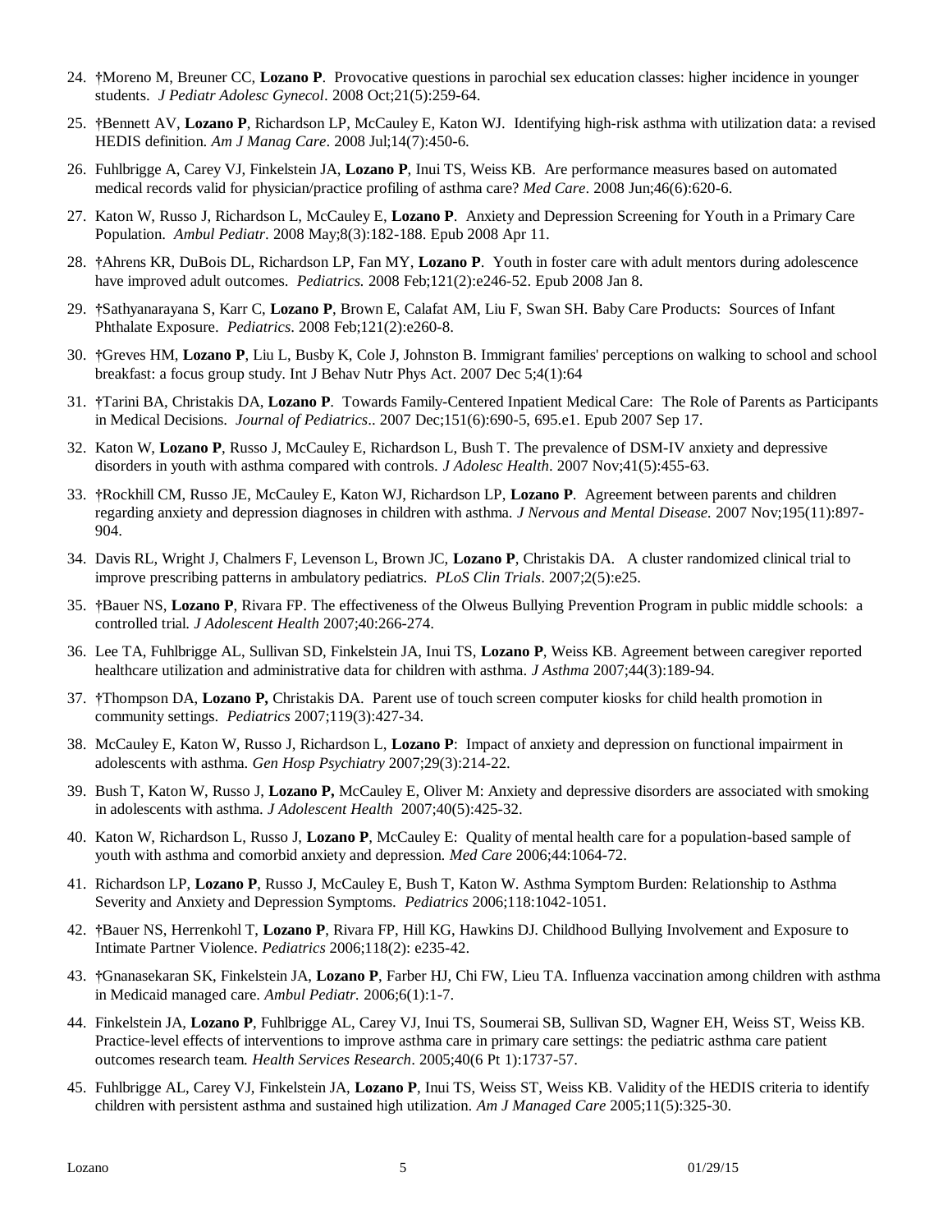24. †Moreno M, Breuner CC, **Lozano P**. Provocative questions in parochial sex education classes: higher incidence in younger students. *J Pediatr Adolesc Gynecol*. 2008 Oct;21(5):259-64.

25. †Bennett AV, **Lozano P**, Richardson LP, McCauley E, Katon WJ. Identifying high-risk asthma with utilization data: a revised HEDIS definition. *Am J Manag Care*. 2008 Jul;14(7):450-6.

26. Fuhlbrigge A, Carey VJ, Finkelstein JA, **Lozano P**, Inui TS, Weiss KB. Are performance measures based on automated medical records valid for physician/practice profiling of asthma care? *Med Care*. 2008 Jun;46(6):620-6.

27. Katon W, Russo J, Richardson L, McCauley E, **Lozano P**. Anxiety and Depression Screening for Youth in a Primary Care Population. *Ambul Pediatr*. 2008 May;8(3):182-188. Epub 2008 Apr 11.

28. †Ahrens KR, DuBois DL, Richardson LP, Fan MY, **Lozano P**. Youth in foster care with adult mentors during adolescence have improved adult outcomes. *Pediatrics.* 2008 Feb;121(2):e246-52. Epub 2008 Jan 8.

29. †Sathyanarayana S, Karr C, **Lozano P**, Brown E, Calafat AM, Liu F, Swan SH. Baby Care Products: Sources of Infant Phthalate Exposure. *Pediatrics*. 2008 Feb;121(2):e260-8.

30. †Greves HM, **Lozano P**, Liu L, Busby K, Cole J, Johnston B. Immigrant families' perceptions on walking to school and school breakfast: a focus group study. Int J Behav Nutr Phys Act. 2007 Dec 5;4(1):64

31. †Tarini BA, Christakis DA, **Lozano P**. Towards Family-Centered Inpatient Medical Care: The Role of Parents as Participants in Medical Decisions. *Journal of Pediatrics*.. 2007 Dec;151(6):690-5, 695.e1. Epub 2007 Sep 17.

32. Katon W, **Lozano P**, Russo J, McCauley E, Richardson L, Bush T. The prevalence of DSM-IV anxiety and depressive disorders in youth with asthma compared with controls. *J Adolesc Health*. 2007 Nov;41(5):455-63.

33. †Rockhill CM, Russo JE, McCauley E, Katon WJ, Richardson LP, **Lozano P**. Agreement between parents and children regarding anxiety and depression diagnoses in children with asthma. *J Nervous and Mental Disease.* 2007 Nov;195(11):897-904.

34. Davis RL, Wright J, Chalmers F, Levenson L, Brown JC, **Lozano P**, Christakis DA. A cluster randomized clinical trial to improve prescribing patterns in ambulatory pediatrics. *PLoS Clin Trials*. 2007;2(5):e25.

35. †Bauer NS, **Lozano P**, Rivara FP. The effectiveness of the Olweus Bullying Prevention Program in public middle schools: a controlled trial. *J Adolescent Health* 2007;40:266-274.

36. Lee TA, Fuhlbrigge AL, Sullivan SD, Finkelstein JA, Inui TS, **Lozano P**, Weiss KB. Agreement between caregiver reported healthcare utilization and administrative data for children with asthma. *J Asthma* 2007;44(3):189-94.

37. †Thompson DA, **Lozano P,** Christakis DA. Parent use of touch screen computer kiosks for child health promotion in community settings. *Pediatrics* 2007;119(3):427-34.

38. McCauley E, Katon W, Russo J, Richardson L, **Lozano P**: Impact of anxiety and depression on functional impairment in adolescents with asthma. *Gen Hosp Psychiatry* 2007;29(3):214-22.

39. Bush T, Katon W, Russo J, **Lozano P,** McCauley E, Oliver M: Anxiety and depressive disorders are associated with smoking in adolescents with asthma. *J Adolescent Health* 2007;40(5):425-32.

40. Katon W, Richardson L, Russo J, **Lozano P**, McCauley E: Quality of mental health care for a population-based sample of youth with asthma and comorbid anxiety and depression. *Med Care* 2006;44:1064-72.

41. Richardson LP, **Lozano P**, Russo J, McCauley E, Bush T, Katon W. Asthma Symptom Burden: Relationship to Asthma Severity and Anxiety and Depression Symptoms. *Pediatrics* 2006;118:1042-1051.

42. †Bauer NS, Herrenkohl T, **Lozano P**, Rivara FP, Hill KG, Hawkins DJ. Childhood Bullying Involvement and Exposure to Intimate Partner Violence. *Pediatrics* 2006;118(2): e235-42.

43. †Gnanasekaran SK, Finkelstein JA, **Lozano P**, Farber HJ, Chi FW, Lieu TA. Influenza vaccination among children with asthma in Medicaid managed care. *Ambul Pediatr.* 2006;6(1):1-7.

44. Finkelstein JA, **Lozano P**, Fuhlbrigge AL, Carey VJ, Inui TS, Soumerai SB, Sullivan SD, Wagner EH, Weiss ST, Weiss KB. Practice-level effects of interventions to improve asthma care in primary care settings: the pediatric asthma care patient outcomes research team. *Health Services Research*. 2005;40(6 Pt 1):1737-57.

45. Fuhlbrigge AL, Carey VJ, Finkelstein JA, **Lozano P**, Inui TS, Weiss ST, Weiss KB. Validity of the HEDIS criteria to identify children with persistent asthma and sustained high utilization. *Am J Managed Care* 2005;11(5):325-30.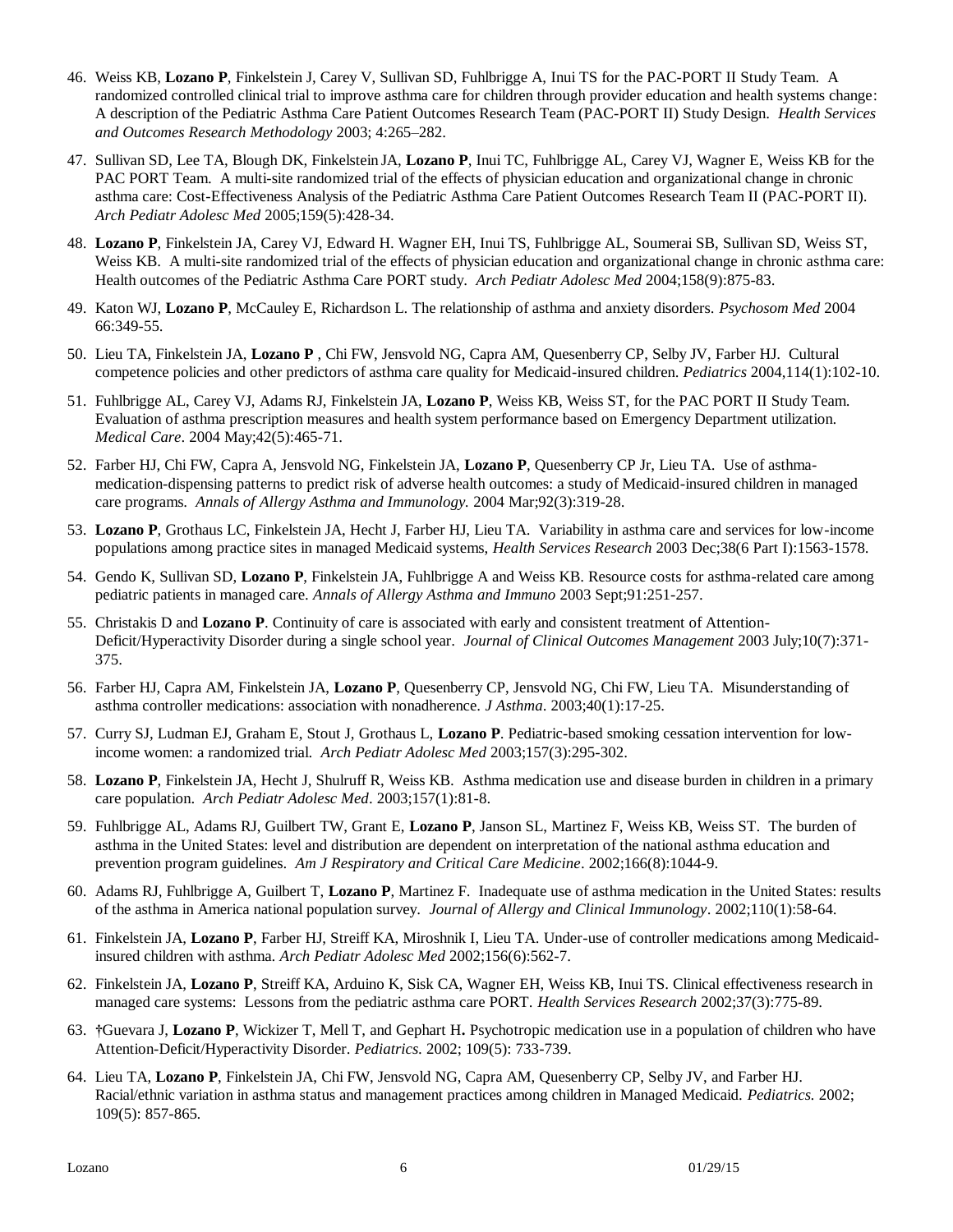46. Weiss KB, **Lozano P**, Finkelstein J, Carey V, Sullivan SD, Fuhlbrigge A, Inui TS for the PAC-PORT II Study Team. A randomized controlled clinical trial to improve asthma care for children through provider education and health systems change: A description of the Pediatric Asthma Care Patient Outcomes Research Team (PAC-PORT II) Study Design. *Health Services and Outcomes Research Methodology* 2003; 4:265–282.

47. Sullivan SD, Lee TA, Blough DK, Finkelstein JA, **Lozano P**, Inui TC, Fuhlbrigge AL, Carey VJ, Wagner E, Weiss KB for the PAC PORT Team. A multi-site randomized trial of the effects of physician education and organizational change in chronic asthma care: Cost-Effectiveness Analysis of the Pediatric Asthma Care Patient Outcomes Research Team II (PAC-PORT II). *Arch Pediatr Adolesc Med* 2005;159(5):428-34.

48. **Lozano P**, Finkelstein JA, Carey VJ, Edward H. Wagner EH, Inui TS, Fuhlbrigge AL, Soumerai SB, Sullivan SD, Weiss ST, Weiss KB. A multi-site randomized trial of the effects of physician education and organizational change in chronic asthma care: Health outcomes of the Pediatric Asthma Care PORT study. *Arch Pediatr Adolesc Med* 2004;158(9):875-83.

49. Katon WJ, **Lozano P**, McCauley E, Richardson L. The relationship of asthma and anxiety disorders. *Psychosom Med* 2004 66:349-55.

50. Lieu TA, Finkelstein JA, **Lozano P** , Chi FW, Jensvold NG, Capra AM, Quesenberry CP, Selby JV, Farber HJ. Cultural competence policies and other predictors of asthma care quality for Medicaid-insured children. *Pediatrics* 2004,114(1):102-10.

51. Fuhlbrigge AL, Carey VJ, Adams RJ, Finkelstein JA, **Lozano P**, Weiss KB, Weiss ST, for the PAC PORT II Study Team. Evaluation of asthma prescription measures and health system performance based on Emergency Department utilization. *Medical Care*. 2004 May;42(5):465-71.

52. Farber HJ, Chi FW, Capra A, Jensvold NG, Finkelstein JA, **Lozano P**, Quesenberry CP Jr, Lieu TA. Use of asthma-medication-dispensing patterns to predict risk of adverse health outcomes: a study of Medicaid-insured children in managed care programs. *Annals of Allergy Asthma and Immunology.* 2004 Mar;92(3):319-28.

53. **Lozano P**, Grothaus LC, Finkelstein JA, Hecht J, Farber HJ, Lieu TA. Variability in asthma care and services for low-income populations among practice sites in managed Medicaid systems, *Health Services Research* 2003 Dec;38(6 Part I):1563-1578.

54. Gendo K, Sullivan SD, **Lozano P**, Finkelstein JA, Fuhlbrigge A and Weiss KB. Resource costs for asthma-related care among pediatric patients in managed care. *Annals of Allergy Asthma and Immuno* 2003 Sept;91:251-257.

55. Christakis D and **Lozano P**. Continuity of care is associated with early and consistent treatment of Attention-Deficit/Hyperactivity Disorder during a single school year. *Journal of Clinical Outcomes Management* 2003 July;10(7):371-375.

56. Farber HJ, Capra AM, Finkelstein JA, **Lozano P**, Quesenberry CP, Jensvold NG, Chi FW, Lieu TA. Misunderstanding of asthma controller medications: association with nonadherence. *J Asthma*. 2003;40(1):17-25.

57. Curry SJ, Ludman EJ, Graham E, Stout J, Grothaus L, **Lozano P**. Pediatric-based smoking cessation intervention for low-income women: a randomized trial. *Arch Pediatr Adolesc Med* 2003;157(3):295-302.

58. **Lozano P**, Finkelstein JA, Hecht J, Shulruff R, Weiss KB. Asthma medication use and disease burden in children in a primary care population. *Arch Pediatr Adolesc Med*. 2003;157(1):81-8.

59. Fuhlbrigge AL, Adams RJ, Guilbert TW, Grant E, **Lozano P**, Janson SL, Martinez F, Weiss KB, Weiss ST. The burden of asthma in the United States: level and distribution are dependent on interpretation of the national asthma education and prevention program guidelines. *Am J Respiratory and Critical Care Medicine*. 2002;166(8):1044-9.

60. Adams RJ, Fuhlbrigge A, Guilbert T, **Lozano P**, Martinez F. Inadequate use of asthma medication in the United States: results of the asthma in America national population survey. *Journal of Allergy and Clinical Immunology*. 2002;110(1):58-64.

61. Finkelstein JA, **Lozano P**, Farber HJ, Streiff KA, Miroshnik I, Lieu TA. Under-use of controller medications among Medicaid-insured children with asthma. *Arch Pediatr Adolesc Med* 2002;156(6):562-7.

62. Finkelstein JA, **Lozano P**, Streiff KA, Arduino K, Sisk CA, Wagner EH, Weiss KB, Inui TS. Clinical effectiveness research in managed care systems: Lessons from the pediatric asthma care PORT. *Health Services Research* 2002;37(3):775-89.

63. **†**Guevara J, **Lozano P**, Wickizer T, Mell T, and Gephart H**.** Psychotropic medication use in a population of children who have Attention-Deficit/Hyperactivity Disorder. *Pediatrics.* 2002; 109(5): 733-739.

64. Lieu TA, **Lozano P**, Finkelstein JA, Chi FW, Jensvold NG, Capra AM, Quesenberry CP, Selby JV, and Farber HJ. Racial/ethnic variation in asthma status and management practices among children in Managed Medicaid. *Pediatrics.* 2002; 109(5): 857-865.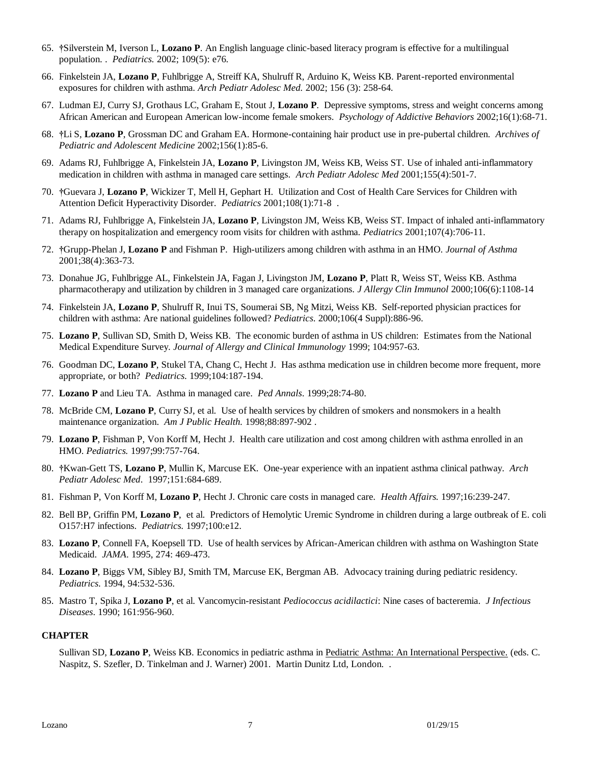65. †Silverstein M, Iverson L, **Lozano P**. An English language clinic-based literacy program is effective for a multilingual population. . *Pediatrics.* 2002; 109(5): e76.

66. Finkelstein JA, **Lozano P**, Fuhlbrigge A, Streiff KA, Shulruff R, Arduino K, Weiss KB. Parent-reported environmental exposures for children with asthma. *Arch Pediatr Adolesc Med.* 2002; 156 (3): 258-64.

67. Ludman EJ, Curry SJ, Grothaus LC, Graham E, Stout J, **Lozano P**. Depressive symptoms, stress and weight concerns among African American and European American low-income female smokers. *Psychology of Addictive Behaviors* 2002;16(1):68-71.

68. †Li S, **Lozano P**, Grossman DC and Graham EA. Hormone-containing hair product use in pre-pubertal children. *Archives of Pediatric and Adolescent Medicine* 2002;156(1):85-6.

69. Adams RJ, Fuhlbrigge A, Finkelstein JA, **Lozano P**, Livingston JM, Weiss KB, Weiss ST. Use of inhaled anti-inflammatory medication in children with asthma in managed care settings. *Arch Pediatr Adolesc Med* 2001;155(4):501-7.

70. †Guevara J, **Lozano P**, Wickizer T, Mell H, Gephart H. Utilization and Cost of Health Care Services for Children with Attention Deficit Hyperactivity Disorder. *Pediatrics* 2001;108(1):71-8 .

71. Adams RJ, Fuhlbrigge A, Finkelstein JA, **Lozano P**, Livingston JM, Weiss KB, Weiss ST. Impact of inhaled anti-inflammatory therapy on hospitalization and emergency room visits for children with asthma. *Pediatrics* 2001;107(4):706-11.

72. †Grupp-Phelan J, **Lozano P** and Fishman P. High-utilizers among children with asthma in an HMO. *Journal of Asthma* 2001;38(4):363-73.

73. Donahue JG, Fuhlbrigge AL, Finkelstein JA, Fagan J, Livingston JM, **Lozano P**, Platt R, Weiss ST, Weiss KB. Asthma pharmacotherapy and utilization by children in 3 managed care organizations. *J Allergy Clin Immunol* 2000;106(6):1108-14

74. Finkelstein JA, **Lozano P**, Shulruff R, Inui TS, Soumerai SB, Ng Mitzi, Weiss KB. Self-reported physician practices for children with asthma: Are national guidelines followed? *Pediatrics.* 2000;106(4 Suppl):886-96.

75. **Lozano P**, Sullivan SD, Smith D, Weiss KB. The economic burden of asthma in US children: Estimates from the National Medical Expenditure Survey. *Journal of Allergy and Clinical Immunology* 1999; 104:957-63.

76. Goodman DC, **Lozano P**, Stukel TA, Chang C, Hecht J. Has asthma medication use in children become more frequent, more appropriate, or both? *Pediatrics.* 1999;104:187-194.

77. **Lozano P** and Lieu TA. Asthma in managed care. *Ped Annals*. 1999;28:74-80.

78. McBride CM, **Lozano P**, Curry SJ, et al. Use of health services by children of smokers and nonsmokers in a health maintenance organization. *Am J Public Health.* 1998;88:897-902 .

79. **Lozano P**, Fishman P, Von Korff M, Hecht J. Health care utilization and cost among children with asthma enrolled in an HMO. *Pediatrics.* 1997;99:757-764.

80. †Kwan-Gett TS, **Lozano P**, Mullin K, Marcuse EK. One-year experience with an inpatient asthma clinical pathway. *Arch Pediatr Adolesc Med*. 1997;151:684-689.

81. Fishman P, Von Korff M, **Lozano P**, Hecht J. Chronic care costs in managed care. *Health Affairs.* 1997;16:239-247.

82. Bell BP, Griffin PM, **Lozano P**, et al. Predictors of Hemolytic Uremic Syndrome in children during a large outbreak of E. coli O157:H7 infections. *Pediatrics.* 1997;100:e12.

83. **Lozano P**, Connell FA, Koepsell TD. Use of health services by African-American children with asthma on Washington State Medicaid. *JAMA*. 1995, 274: 469-473.

84. **Lozano P**, Biggs VM, Sibley BJ, Smith TM, Marcuse EK, Bergman AB. Advocacy training during pediatric residency. *Pediatrics.* 1994, 94:532-536.

85. Mastro T, Spika J, **Lozano P**, et al. Vancomycin-resistant *Pediococcus acidilactici*: Nine cases of bacteremia. *J Infectious Diseases*. 1990; 161:956-960.

**CHAPTER**

Sullivan SD, **Lozano P**, Weiss KB. Economics in pediatric asthma in Pediatric Asthma: An International Perspective. (eds. C. Naspitz, S. Szefler, D. Tinkelman and J. Warner) 2001. Martin Dunitz Ltd, London. .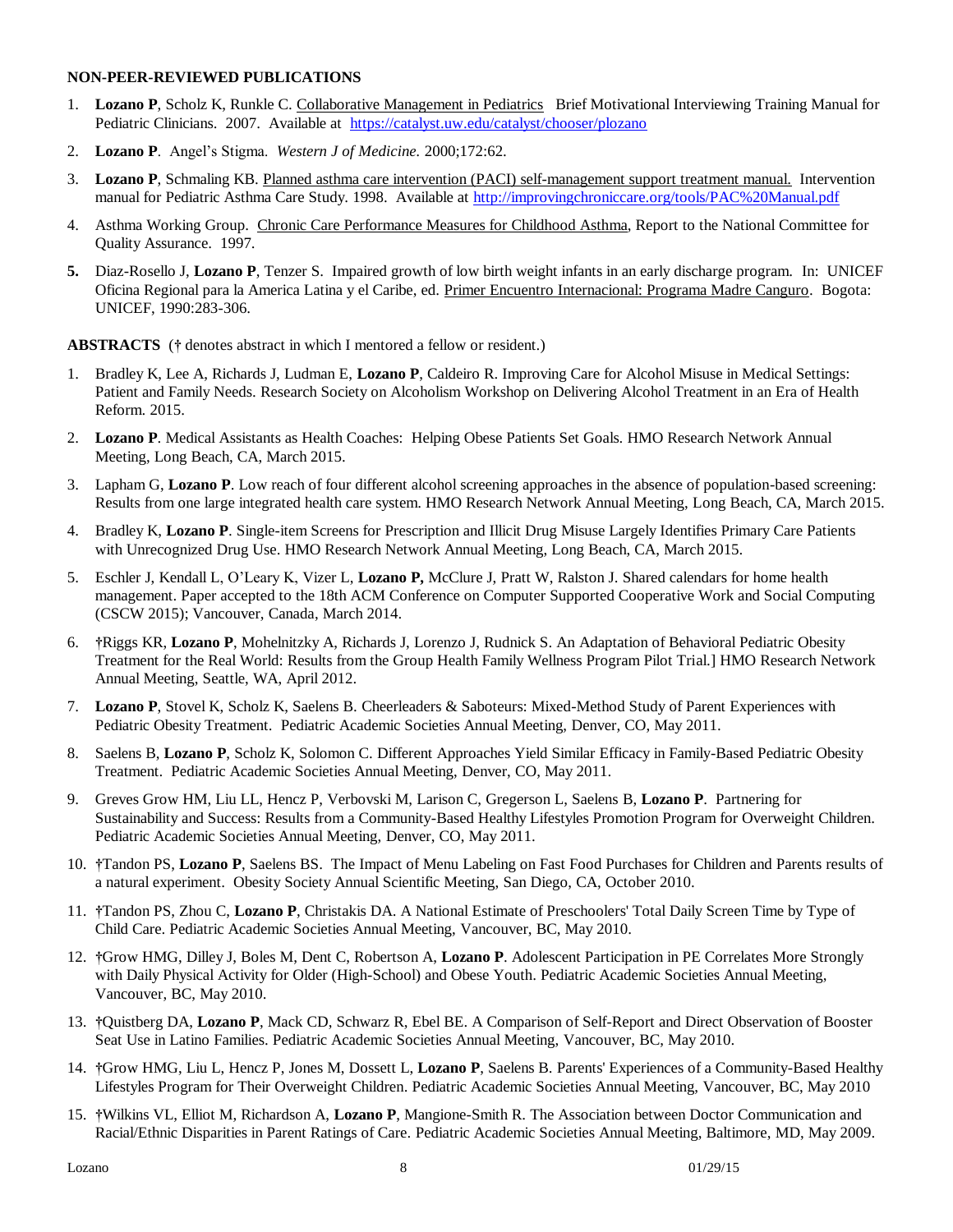**NON-PEER-REVIEWED PUBLICATIONS**

1. **Lozano P**, Scholz K, Runkle C. Collaborative Management in Pediatrics Brief Motivational Interviewing Training Manual for Pediatric Clinicians. 2007. Available at https://catalyst.uw.edu/catalyst/chooser/plozano
2. **Lozano P**. Angel's Stigma. *Western J of Medicine.* 2000;172:62.
3. **Lozano P**, Schmaling KB. Planned asthma care intervention (PACI) self-management support treatment manual. Intervention manual for Pediatric Asthma Care Study. 1998. Available at http://improvingchroniccare.org/tools/PAC%20Manual.pdf
4. Asthma Working Group. Chronic Care Performance Measures for Childhood Asthma, Report to the National Committee for Quality Assurance. 1997.
5. Diaz-Rosello J, **Lozano P**, Tenzer S. Impaired growth of low birth weight infants in an early discharge program. In: UNICEF Oficina Regional para la America Latina y el Caribe, ed. Primer Encuentro Internacional: Programa Madre Canguro. Bogota: UNICEF, 1990:283-306.

**ABSTRACTS** († denotes abstract in which I mentored a fellow or resident.)

1. Bradley K, Lee A, Richards J, Ludman E, **Lozano P**, Caldeiro R. Improving Care for Alcohol Misuse in Medical Settings: Patient and Family Needs. Research Society on Alcoholism Workshop on Delivering Alcohol Treatment in an Era of Health Reform. 2015.
2. **Lozano P**. Medical Assistants as Health Coaches: Helping Obese Patients Set Goals. HMO Research Network Annual Meeting, Long Beach, CA, March 2015.
3. Lapham G, **Lozano P**. Low reach of four different alcohol screening approaches in the absence of population-based screening: Results from one large integrated health care system. HMO Research Network Annual Meeting, Long Beach, CA, March 2015.
4. Bradley K, **Lozano P**. Single-item Screens for Prescription and Illicit Drug Misuse Largely Identifies Primary Care Patients with Unrecognized Drug Use. HMO Research Network Annual Meeting, Long Beach, CA, March 2015.
5. Eschler J, Kendall L, O'Leary K, Vizer L, **Lozano P,** McClure J, Pratt W, Ralston J. Shared calendars for home health management. Paper accepted to the 18th ACM Conference on Computer Supported Cooperative Work and Social Computing (CSCW 2015); Vancouver, Canada, March 2014.
6. **†**Riggs KR, **Lozano P**, Mohelnitzky A, Richards J, Lorenzo J, Rudnick S. An Adaptation of Behavioral Pediatric Obesity Treatment for the Real World: Results from the Group Health Family Wellness Program Pilot Trial.] HMO Research Network Annual Meeting, Seattle, WA, April 2012.
7. **Lozano P**, Stovel K, Scholz K, Saelens B. Cheerleaders & Saboteurs: Mixed-Method Study of Parent Experiences with Pediatric Obesity Treatment. Pediatric Academic Societies Annual Meeting, Denver, CO, May 2011.
8. Saelens B, **Lozano P**, Scholz K, Solomon C. Different Approaches Yield Similar Efficacy in Family-Based Pediatric Obesity Treatment. Pediatric Academic Societies Annual Meeting, Denver, CO, May 2011.
9. Greves Grow HM, Liu LL, Hencz P, Verbovski M, Larison C, Gregerson L, Saelens B, **Lozano P**. Partnering for Sustainability and Success: Results from a Community-Based Healthy Lifestyles Promotion Program for Overweight Children. Pediatric Academic Societies Annual Meeting, Denver, CO, May 2011.
10. **†**Tandon PS, **Lozano P**, Saelens BS. The Impact of Menu Labeling on Fast Food Purchases for Children and Parents results of a natural experiment. Obesity Society Annual Scientific Meeting, San Diego, CA, October 2010.
11. **†**Tandon PS, Zhou C, **Lozano P**, Christakis DA. A National Estimate of Preschoolers' Total Daily Screen Time by Type of Child Care. Pediatric Academic Societies Annual Meeting, Vancouver, BC, May 2010.
12. **†**Grow HMG, Dilley J, Boles M, Dent C, Robertson A, **Lozano P**. Adolescent Participation in PE Correlates More Strongly with Daily Physical Activity for Older (High-School) and Obese Youth. Pediatric Academic Societies Annual Meeting, Vancouver, BC, May 2010.
13. **†**Quistberg DA, **Lozano P**, Mack CD, Schwarz R, Ebel BE. A Comparison of Self-Report and Direct Observation of Booster Seat Use in Latino Families. Pediatric Academic Societies Annual Meeting, Vancouver, BC, May 2010.
14. **†**Grow HMG, Liu L, Hencz P, Jones M, Dossett L, **Lozano P**, Saelens B. Parents' Experiences of a Community-Based Healthy Lifestyles Program for Their Overweight Children. Pediatric Academic Societies Annual Meeting, Vancouver, BC, May 2010
15. **†**Wilkins VL, Elliot M, Richardson A, **Lozano P**, Mangione-Smith R. The Association between Doctor Communication and Racial/Ethnic Disparities in Parent Ratings of Care. Pediatric Academic Societies Annual Meeting, Baltimore, MD, May 2009.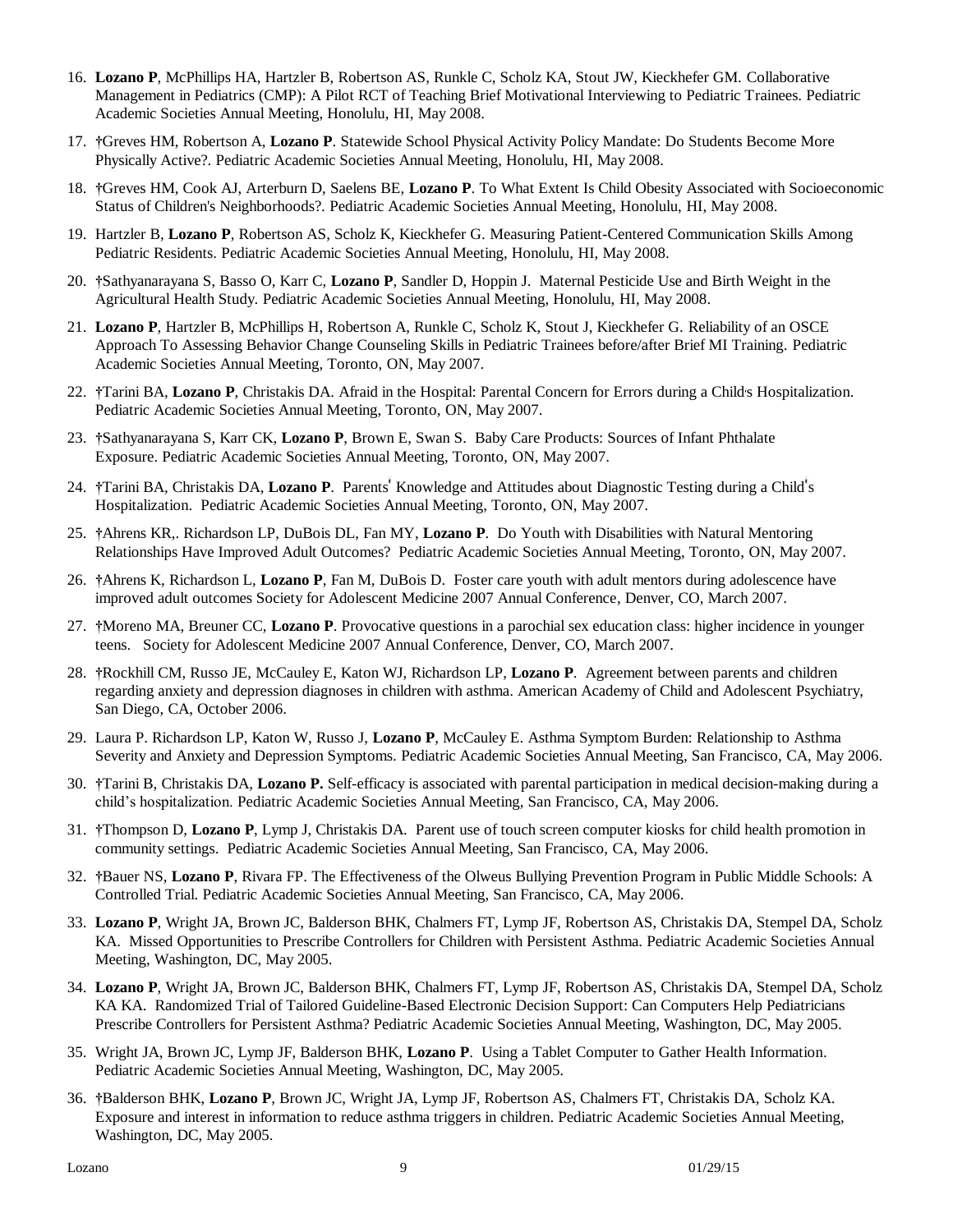16. **Lozano P**, McPhillips HA, Hartzler B, Robertson AS, Runkle C, Scholz KA, Stout JW, Kieckhefer GM. Collaborative Management in Pediatrics (CMP): A Pilot RCT of Teaching Brief Motivational Interviewing to Pediatric Trainees. Pediatric Academic Societies Annual Meeting, Honolulu, HI, May 2008.

17. †Greves HM, Robertson A, **Lozano P**. Statewide School Physical Activity Policy Mandate: Do Students Become More Physically Active?. Pediatric Academic Societies Annual Meeting, Honolulu, HI, May 2008.

18. †Greves HM, Cook AJ, Arterburn D, Saelens BE, **Lozano P**. To What Extent Is Child Obesity Associated with Socioeconomic Status of Children's Neighborhoods?. Pediatric Academic Societies Annual Meeting, Honolulu, HI, May 2008.

19. Hartzler B, **Lozano P**, Robertson AS, Scholz K, Kieckhefer G. Measuring Patient-Centered Communication Skills Among Pediatric Residents. Pediatric Academic Societies Annual Meeting, Honolulu, HI, May 2008.

20. †Sathyanarayana S, Basso O, Karr C, **Lozano P**, Sandler D, Hoppin J. Maternal Pesticide Use and Birth Weight in the Agricultural Health Study. Pediatric Academic Societies Annual Meeting, Honolulu, HI, May 2008.

21. **Lozano P**, Hartzler B, McPhillips H, Robertson A, Runkle C, Scholz K, Stout J, Kieckhefer G. Reliability of an OSCE Approach To Assessing Behavior Change Counseling Skills in Pediatric Trainees before/after Brief MI Training. Pediatric Academic Societies Annual Meeting, Toronto, ON, May 2007.

22. †Tarini BA, **Lozano P**, Christakis DA. Afraid in the Hospital: Parental Concern for Errors during a Child's Hospitalization. Pediatric Academic Societies Annual Meeting, Toronto, ON, May 2007.

23. †Sathyanarayana S, Karr CK, **Lozano P**, Brown E, Swan S. Baby Care Products: Sources of Infant Phthalate Exposure. Pediatric Academic Societies Annual Meeting, Toronto, ON, May 2007.

24. †Tarini BA, Christakis DA, **Lozano P**. Parents' Knowledge and Attitudes about Diagnostic Testing during a Child's Hospitalization. Pediatric Academic Societies Annual Meeting, Toronto, ON, May 2007.

25. †Ahrens KR,. Richardson LP, DuBois DL, Fan MY, **Lozano P**. Do Youth with Disabilities with Natural Mentoring Relationships Have Improved Adult Outcomes? Pediatric Academic Societies Annual Meeting, Toronto, ON, May 2007.

26. †Ahrens K, Richardson L, **Lozano P**, Fan M, DuBois D. Foster care youth with adult mentors during adolescence have improved adult outcomes Society for Adolescent Medicine 2007 Annual Conference, Denver, CO, March 2007.

27. †Moreno MA, Breuner CC, **Lozano P**. Provocative questions in a parochial sex education class: higher incidence in younger teens. Society for Adolescent Medicine 2007 Annual Conference, Denver, CO, March 2007.

28. †Rockhill CM, Russo JE, McCauley E, Katon WJ, Richardson LP, **Lozano P**. Agreement between parents and children regarding anxiety and depression diagnoses in children with asthma. American Academy of Child and Adolescent Psychiatry, San Diego, CA, October 2006.

29. Laura P. Richardson LP, Katon W, Russo J, **Lozano P**, McCauley E. Asthma Symptom Burden: Relationship to Asthma Severity and Anxiety and Depression Symptoms. Pediatric Academic Societies Annual Meeting, San Francisco, CA, May 2006.

30. †Tarini B, Christakis DA, **Lozano P.** Self-efficacy is associated with parental participation in medical decision-making during a child's hospitalization. Pediatric Academic Societies Annual Meeting, San Francisco, CA, May 2006.

31. †Thompson D, **Lozano P**, Lymp J, Christakis DA. Parent use of touch screen computer kiosks for child health promotion in community settings. Pediatric Academic Societies Annual Meeting, San Francisco, CA, May 2006.

32. †Bauer NS, **Lozano P**, Rivara FP. The Effectiveness of the Olweus Bullying Prevention Program in Public Middle Schools: A Controlled Trial. Pediatric Academic Societies Annual Meeting, San Francisco, CA, May 2006.

33. **Lozano P**, Wright JA, Brown JC, Balderson BHK, Chalmers FT, Lymp JF, Robertson AS, Christakis DA, Stempel DA, Scholz KA. Missed Opportunities to Prescribe Controllers for Children with Persistent Asthma. Pediatric Academic Societies Annual Meeting, Washington, DC, May 2005.

34. **Lozano P**, Wright JA, Brown JC, Balderson BHK, Chalmers FT, Lymp JF, Robertson AS, Christakis DA, Stempel DA, Scholz KA KA. Randomized Trial of Tailored Guideline-Based Electronic Decision Support: Can Computers Help Pediatricians Prescribe Controllers for Persistent Asthma? Pediatric Academic Societies Annual Meeting, Washington, DC, May 2005.

35. Wright JA, Brown JC, Lymp JF, Balderson BHK, **Lozano P**. Using a Tablet Computer to Gather Health Information. Pediatric Academic Societies Annual Meeting, Washington, DC, May 2005.

36. †Balderson BHK, **Lozano P**, Brown JC, Wright JA, Lymp JF, Robertson AS, Chalmers FT, Christakis DA, Scholz KA. Exposure and interest in information to reduce asthma triggers in children. Pediatric Academic Societies Annual Meeting, Washington, DC, May 2005.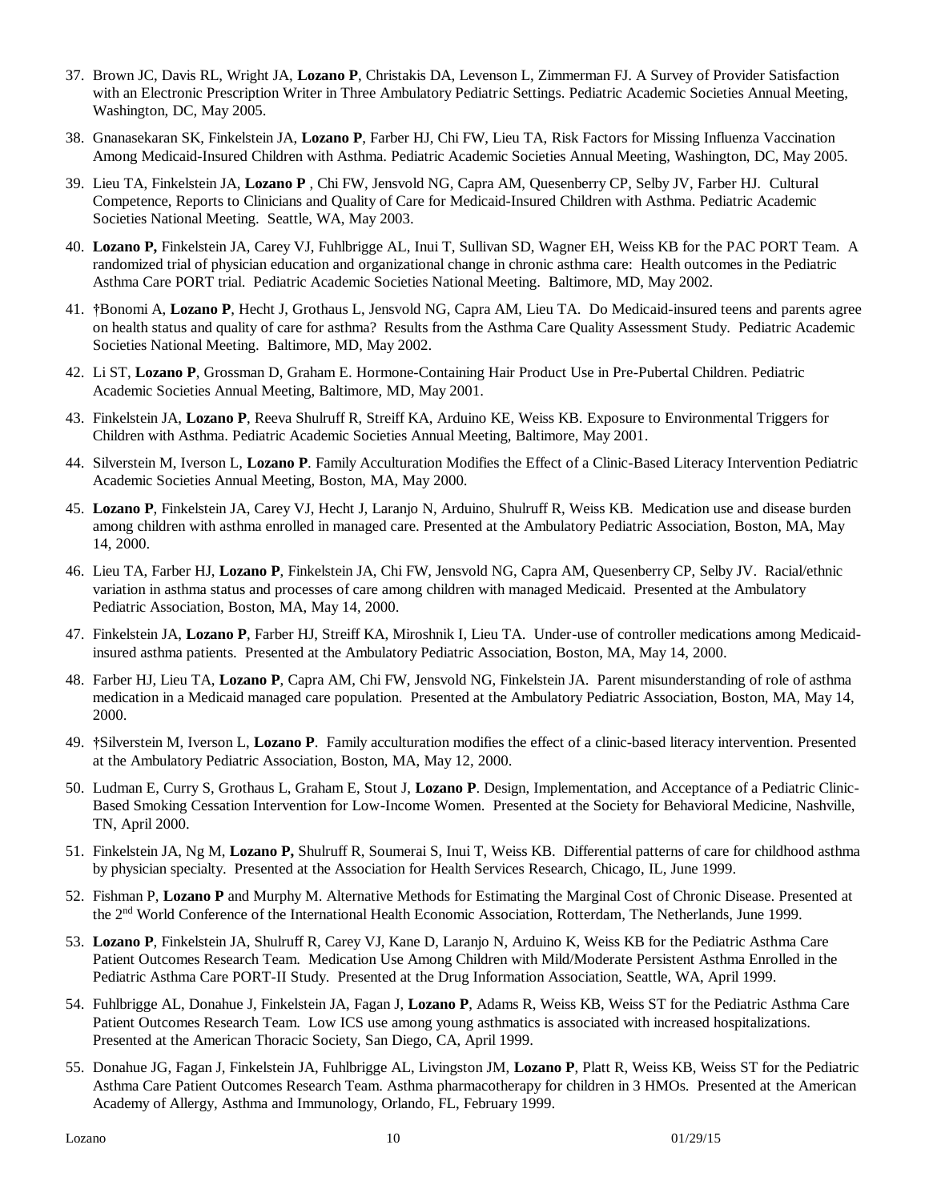37. Brown JC, Davis RL, Wright JA, **Lozano P**, Christakis DA, Levenson L, Zimmerman FJ. A Survey of Provider Satisfaction with an Electronic Prescription Writer in Three Ambulatory Pediatric Settings. Pediatric Academic Societies Annual Meeting, Washington, DC, May 2005.

38. Gnanasekaran SK, Finkelstein JA, **Lozano P**, Farber HJ, Chi FW, Lieu TA, Risk Factors for Missing Influenza Vaccination Among Medicaid-Insured Children with Asthma. Pediatric Academic Societies Annual Meeting, Washington, DC, May 2005.

39. Lieu TA, Finkelstein JA, **Lozano P** , Chi FW, Jensvold NG, Capra AM, Quesenberry CP, Selby JV, Farber HJ. Cultural Competence, Reports to Clinicians and Quality of Care for Medicaid-Insured Children with Asthma. Pediatric Academic Societies National Meeting. Seattle, WA, May 2003.

40. **Lozano P,** Finkelstein JA, Carey VJ, Fuhlbrigge AL, Inui T, Sullivan SD, Wagner EH, Weiss KB for the PAC PORT Team. A randomized trial of physician education and organizational change in chronic asthma care: Health outcomes in the Pediatric Asthma Care PORT trial. Pediatric Academic Societies National Meeting. Baltimore, MD, May 2002.

41. †Bonomi A, **Lozano P**, Hecht J, Grothaus L, Jensvold NG, Capra AM, Lieu TA. Do Medicaid-insured teens and parents agree on health status and quality of care for asthma? Results from the Asthma Care Quality Assessment Study. Pediatric Academic Societies National Meeting. Baltimore, MD, May 2002.

42. Li ST, **Lozano P**, Grossman D, Graham E. Hormone-Containing Hair Product Use in Pre-Pubertal Children. Pediatric Academic Societies Annual Meeting, Baltimore, MD, May 2001.

43. Finkelstein JA, **Lozano P**, Reeva Shulruff R, Streiff KA, Arduino KE, Weiss KB. Exposure to Environmental Triggers for Children with Asthma. Pediatric Academic Societies Annual Meeting, Baltimore, May 2001.

44. Silverstein M, Iverson L, **Lozano P**. Family Acculturation Modifies the Effect of a Clinic-Based Literacy Intervention Pediatric Academic Societies Annual Meeting, Boston, MA, May 2000.

45. **Lozano P**, Finkelstein JA, Carey VJ, Hecht J, Laranjo N, Arduino, Shulruff R, Weiss KB. Medication use and disease burden among children with asthma enrolled in managed care. Presented at the Ambulatory Pediatric Association, Boston, MA, May 14, 2000.

46. Lieu TA, Farber HJ, **Lozano P**, Finkelstein JA, Chi FW, Jensvold NG, Capra AM, Quesenberry CP, Selby JV. Racial/ethnic variation in asthma status and processes of care among children with managed Medicaid. Presented at the Ambulatory Pediatric Association, Boston, MA, May 14, 2000.

47. Finkelstein JA, **Lozano P**, Farber HJ, Streiff KA, Miroshnik I, Lieu TA. Under-use of controller medications among Medicaid-insured asthma patients. Presented at the Ambulatory Pediatric Association, Boston, MA, May 14, 2000.

48. Farber HJ, Lieu TA, **Lozano P**, Capra AM, Chi FW, Jensvold NG, Finkelstein JA. Parent misunderstanding of role of asthma medication in a Medicaid managed care population. Presented at the Ambulatory Pediatric Association, Boston, MA, May 14, 2000.

49. †Silverstein M, Iverson L, **Lozano P**. Family acculturation modifies the effect of a clinic-based literacy intervention. Presented at the Ambulatory Pediatric Association, Boston, MA, May 12, 2000.

50. Ludman E, Curry S, Grothaus L, Graham E, Stout J, **Lozano P**. Design, Implementation, and Acceptance of a Pediatric Clinic-Based Smoking Cessation Intervention for Low-Income Women. Presented at the Society for Behavioral Medicine, Nashville, TN, April 2000.

51. Finkelstein JA, Ng M, **Lozano P,** Shulruff R, Soumerai S, Inui T, Weiss KB. Differential patterns of care for childhood asthma by physician specialty. Presented at the Association for Health Services Research, Chicago, IL, June 1999.

52. Fishman P, **Lozano P** and Murphy M. Alternative Methods for Estimating the Marginal Cost of Chronic Disease. Presented at the 2nd World Conference of the International Health Economic Association, Rotterdam, The Netherlands, June 1999.

53. **Lozano P**, Finkelstein JA, Shulruff R, Carey VJ, Kane D, Laranjo N, Arduino K, Weiss KB for the Pediatric Asthma Care Patient Outcomes Research Team. Medication Use Among Children with Mild/Moderate Persistent Asthma Enrolled in the Pediatric Asthma Care PORT-II Study. Presented at the Drug Information Association, Seattle, WA, April 1999.

54. Fuhlbrigge AL, Donahue J, Finkelstein JA, Fagan J, **Lozano P**, Adams R, Weiss KB, Weiss ST for the Pediatric Asthma Care Patient Outcomes Research Team. Low ICS use among young asthmatics is associated with increased hospitalizations. Presented at the American Thoracic Society, San Diego, CA, April 1999.

55. Donahue JG, Fagan J, Finkelstein JA, Fuhlbrigge AL, Livingston JM, **Lozano P**, Platt R, Weiss KB, Weiss ST for the Pediatric Asthma Care Patient Outcomes Research Team. Asthma pharmacotherapy for children in 3 HMOs. Presented at the American Academy of Allergy, Asthma and Immunology, Orlando, FL, February 1999.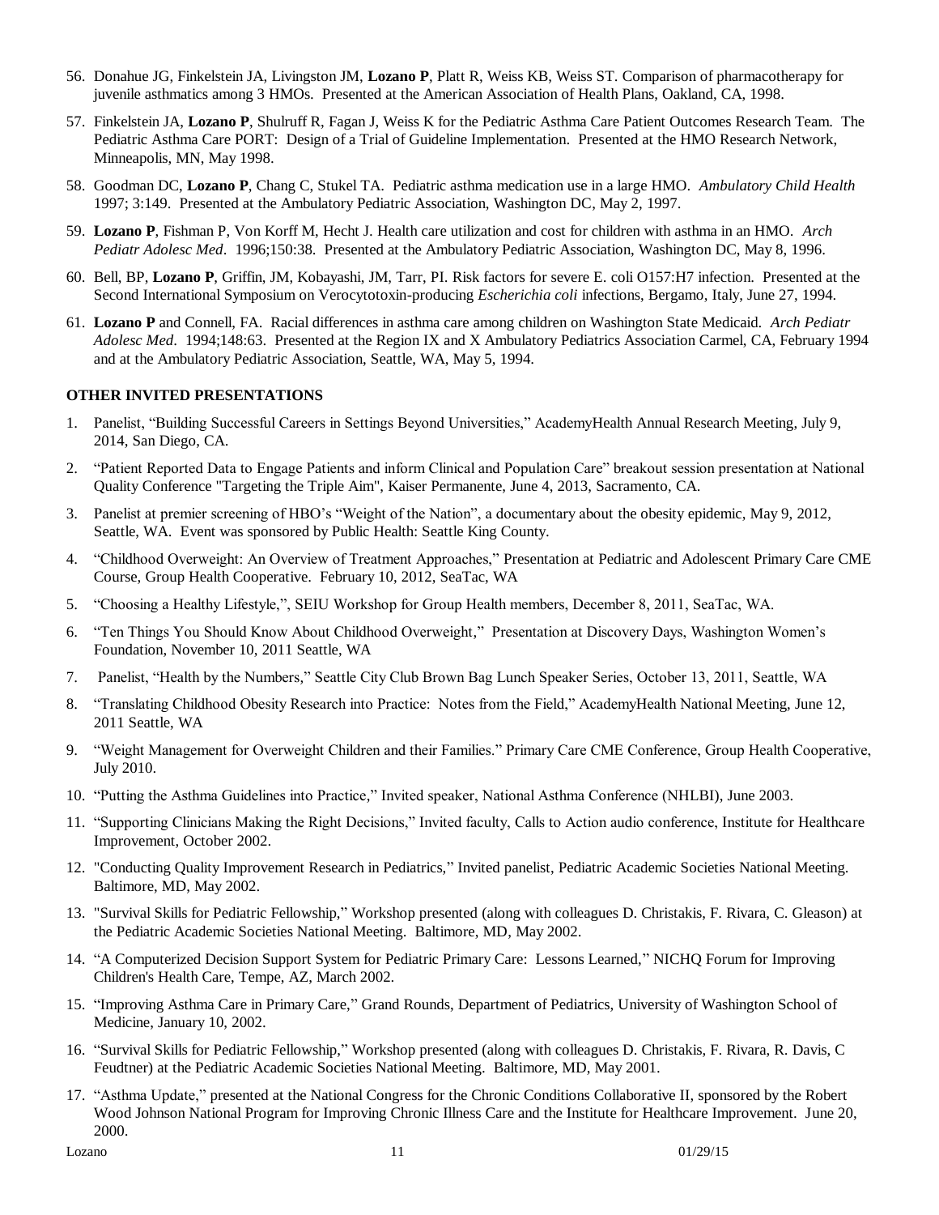56. Donahue JG, Finkelstein JA, Livingston JM, **Lozano P**, Platt R, Weiss KB, Weiss ST. Comparison of pharmacotherapy for juvenile asthmatics among 3 HMOs. Presented at the American Association of Health Plans, Oakland, CA, 1998.

57. Finkelstein JA, **Lozano P**, Shulruff R, Fagan J, Weiss K for the Pediatric Asthma Care Patient Outcomes Research Team. The Pediatric Asthma Care PORT: Design of a Trial of Guideline Implementation. Presented at the HMO Research Network, Minneapolis, MN, May 1998.

58. Goodman DC, **Lozano P**, Chang C, Stukel TA. Pediatric asthma medication use in a large HMO. *Ambulatory Child Health* 1997; 3:149. Presented at the Ambulatory Pediatric Association, Washington DC, May 2, 1997.

59. **Lozano P**, Fishman P, Von Korff M, Hecht J. Health care utilization and cost for children with asthma in an HMO. *Arch Pediatr Adolesc Med*. 1996;150:38. Presented at the Ambulatory Pediatric Association, Washington DC, May 8, 1996.

60. Bell, BP, **Lozano P**, Griffin, JM, Kobayashi, JM, Tarr, PI. Risk factors for severe E. coli O157:H7 infection. Presented at the Second International Symposium on Verocytotoxin-producing *Escherichia coli* infections, Bergamo, Italy, June 27, 1994.

61. **Lozano P** and Connell, FA. Racial differences in asthma care among children on Washington State Medicaid. *Arch Pediatr Adolesc Med*. 1994;148:63. Presented at the Region IX and X Ambulatory Pediatrics Association Carmel, CA, February 1994 and at the Ambulatory Pediatric Association, Seattle, WA, May 5, 1994.

**OTHER INVITED PRESENTATIONS**

1. Panelist, "Building Successful Careers in Settings Beyond Universities," AcademyHealth Annual Research Meeting, July 9, 2014, San Diego, CA.

2. "Patient Reported Data to Engage Patients and inform Clinical and Population Care" breakout session presentation at National Quality Conference "Targeting the Triple Aim", Kaiser Permanente, June 4, 2013, Sacramento, CA.

3. Panelist at premier screening of HBO's "Weight of the Nation", a documentary about the obesity epidemic, May 9, 2012, Seattle, WA. Event was sponsored by Public Health: Seattle King County.

4. "Childhood Overweight: An Overview of Treatment Approaches," Presentation at Pediatric and Adolescent Primary Care CME Course, Group Health Cooperative. February 10, 2012, SeaTac, WA

5. "Choosing a Healthy Lifestyle,", SEIU Workshop for Group Health members, December 8, 2011, SeaTac, WA.

6. "Ten Things You Should Know About Childhood Overweight," Presentation at Discovery Days, Washington Women's Foundation, November 10, 2011 Seattle, WA

7. Panelist, "Health by the Numbers," Seattle City Club Brown Bag Lunch Speaker Series, October 13, 2011, Seattle, WA

8. "Translating Childhood Obesity Research into Practice: Notes from the Field," AcademyHealth National Meeting, June 12, 2011 Seattle, WA

9. "Weight Management for Overweight Children and their Families." Primary Care CME Conference, Group Health Cooperative, July 2010.

10. "Putting the Asthma Guidelines into Practice," Invited speaker, National Asthma Conference (NHLBI), June 2003.

11. "Supporting Clinicians Making the Right Decisions," Invited faculty, Calls to Action audio conference, Institute for Healthcare Improvement, October 2002.

12. "Conducting Quality Improvement Research in Pediatrics," Invited panelist, Pediatric Academic Societies National Meeting. Baltimore, MD, May 2002.

13. "Survival Skills for Pediatric Fellowship," Workshop presented (along with colleagues D. Christakis, F. Rivara, C. Gleason) at the Pediatric Academic Societies National Meeting. Baltimore, MD, May 2002.

14. "A Computerized Decision Support System for Pediatric Primary Care: Lessons Learned," NICHQ Forum for Improving Children's Health Care, Tempe, AZ, March 2002.

15. "Improving Asthma Care in Primary Care," Grand Rounds, Department of Pediatrics, University of Washington School of Medicine, January 10, 2002.

16. "Survival Skills for Pediatric Fellowship," Workshop presented (along with colleagues D. Christakis, F. Rivara, R. Davis, C Feudtner) at the Pediatric Academic Societies National Meeting. Baltimore, MD, May 2001.

17. "Asthma Update," presented at the National Congress for the Chronic Conditions Collaborative II, sponsored by the Robert Wood Johnson National Program for Improving Chronic Illness Care and the Institute for Healthcare Improvement. June 20, 2000.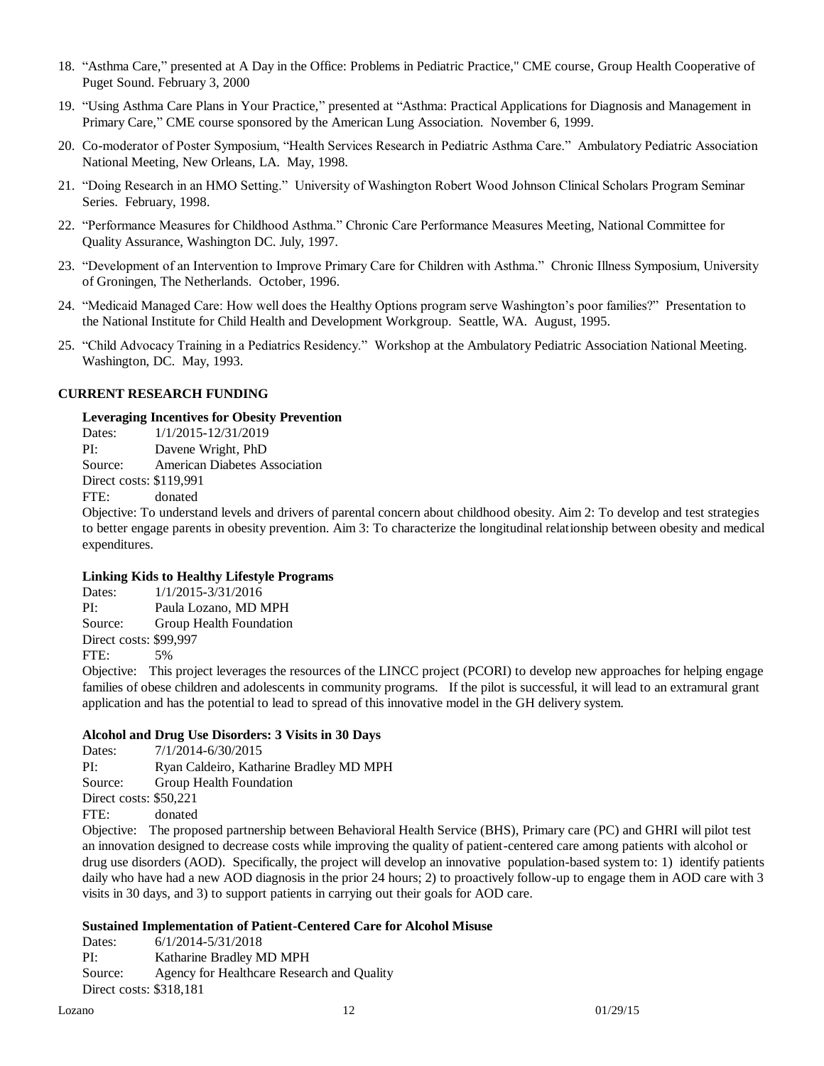18. "Asthma Care," presented at A Day in the Office: Problems in Pediatric Practice," CME course, Group Health Cooperative of Puget Sound. February 3, 2000

19. "Using Asthma Care Plans in Your Practice," presented at "Asthma: Practical Applications for Diagnosis and Management in Primary Care," CME course sponsored by the American Lung Association. November 6, 1999.

20. Co-moderator of Poster Symposium, "Health Services Research in Pediatric Asthma Care." Ambulatory Pediatric Association National Meeting, New Orleans, LA. May, 1998.

21. "Doing Research in an HMO Setting." University of Washington Robert Wood Johnson Clinical Scholars Program Seminar Series. February, 1998.

22. "Performance Measures for Childhood Asthma." Chronic Care Performance Measures Meeting, National Committee for Quality Assurance, Washington DC. July, 1997.

23. "Development of an Intervention to Improve Primary Care for Children with Asthma." Chronic Illness Symposium, University of Groningen, The Netherlands. October, 1996.

24. "Medicaid Managed Care: How well does the Healthy Options program serve Washington's poor families?" Presentation to the National Institute for Child Health and Development Workgroup. Seattle, WA. August, 1995.

25. "Child Advocacy Training in a Pediatrics Residency." Workshop at the Ambulatory Pediatric Association National Meeting. Washington, DC. May, 1993.

**CURRENT RESEARCH FUNDING**

**Leveraging Incentives for Obesity Prevention**

Dates: 1/1/2015-12/31/2019
PI: Davene Wright, PhD
Source: American Diabetes Association
Direct costs: $119,991
FTE: donated

Objective: To understand levels and drivers of parental concern about childhood obesity. Aim 2: To develop and test strategies to better engage parents in obesity prevention. Aim 3: To characterize the longitudinal relationship between obesity and medical expenditures.

**Linking Kids to Healthy Lifestyle Programs**

Dates: 1/1/2015-3/31/2016
PI: Paula Lozano, MD MPH
Source: Group Health Foundation
Direct costs: $99,997
FTE: 5%

Objective: This project leverages the resources of the LINCC project (PCORI) to develop new approaches for helping engage families of obese children and adolescents in community programs. If the pilot is successful, it will lead to an extramural grant application and has the potential to lead to spread of this innovative model in the GH delivery system.

**Alcohol and Drug Use Disorders: 3 Visits in 30 Days**

Dates: 7/1/2014-6/30/2015
PI: Ryan Caldeiro, Katharine Bradley MD MPH
Source: Group Health Foundation
Direct costs: $50,221
FTE: donated

Objective: The proposed partnership between Behavioral Health Service (BHS), Primary care (PC) and GHRI will pilot test an innovation designed to decrease costs while improving the quality of patient-centered care among patients with alcohol or drug use disorders (AOD). Specifically, the project will develop an innovative population-based system to: 1) identify patients daily who have had a new AOD diagnosis in the prior 24 hours; 2) to proactively follow-up to engage them in AOD care with 3 visits in 30 days, and 3) to support patients in carrying out their goals for AOD care.

**Sustained Implementation of Patient-Centered Care for Alcohol Misuse**

Dates: 6/1/2014-5/31/2018
PI: Katharine Bradley MD MPH
Source: Agency for Healthcare Research and Quality
Direct costs: $318,181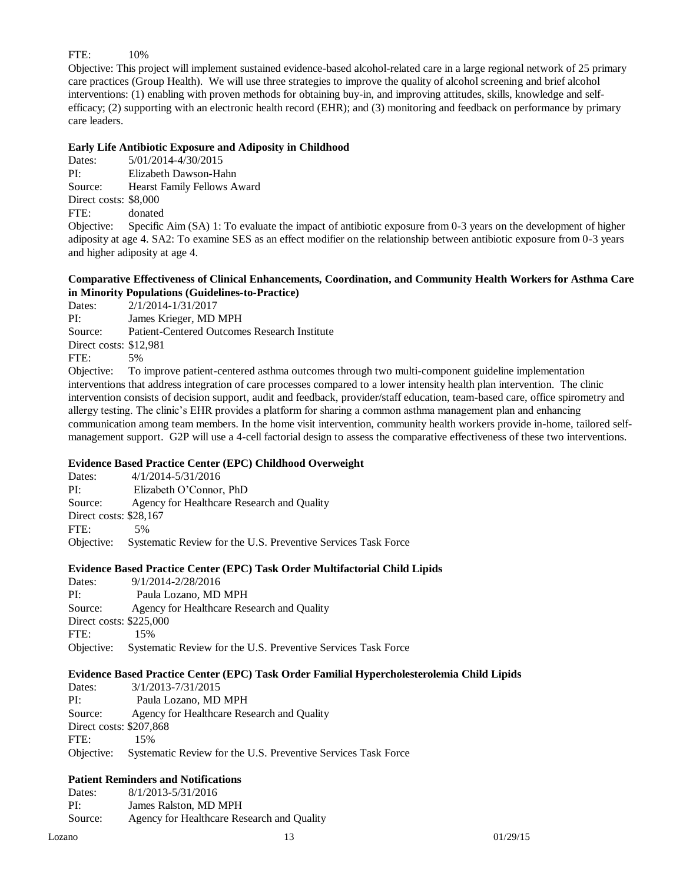FTE: 10%

Objective: This project will implement sustained evidence-based alcohol-related care in a large regional network of 25 primary care practices (Group Health). We will use three strategies to improve the quality of alcohol screening and brief alcohol interventions: (1) enabling with proven methods for obtaining buy-in, and improving attitudes, skills, knowledge and self-efficacy; (2) supporting with an electronic health record (EHR); and (3) monitoring and feedback on performance by primary care leaders.

**Early Life Antibiotic Exposure and Adiposity in Childhood**

Dates: 5/01/2014-4/30/2015
PI: Elizabeth Dawson-Hahn
Source: Hearst Family Fellows Award
Direct costs: $8,000
FTE: donated
Objective: Specific Aim (SA) 1: To evaluate the impact of antibiotic exposure from 0-3 years on the development of higher adiposity at age 4. SA2: To examine SES as an effect modifier on the relationship between antibiotic exposure from 0-3 years and higher adiposity at age 4.

**Comparative Effectiveness of Clinical Enhancements, Coordination, and Community Health Workers for Asthma Care in Minority Populations (Guidelines-to-Practice)**

Dates: 2/1/2014-1/31/2017
PI: James Krieger, MD MPH
Source: Patient-Centered Outcomes Research Institute
Direct costs: $12,981
FTE: 5%
Objective: To improve patient-centered asthma outcomes through two multi-component guideline implementation interventions that address integration of care processes compared to a lower intensity health plan intervention. The clinic intervention consists of decision support, audit and feedback, provider/staff education, team-based care, office spirometry and allergy testing. The clinic's EHR provides a platform for sharing a common asthma management plan and enhancing communication among team members. In the home visit intervention, community health workers provide in-home, tailored self-management support. G2P will use a 4-cell factorial design to assess the comparative effectiveness of these two interventions.

**Evidence Based Practice Center (EPC) Childhood Overweight**

Dates: 4/1/2014-5/31/2016
PI: Elizabeth O'Connor, PhD
Source: Agency for Healthcare Research and Quality
Direct costs: $28,167
FTE: 5%
Objective: Systematic Review for the U.S. Preventive Services Task Force

**Evidence Based Practice Center (EPC) Task Order Multifactorial Child Lipids**

Dates: 9/1/2014-2/28/2016
PI: Paula Lozano, MD MPH
Source: Agency for Healthcare Research and Quality
Direct costs: $225,000
FTE: 15%
Objective: Systematic Review for the U.S. Preventive Services Task Force

**Evidence Based Practice Center (EPC) Task Order Familial Hypercholesterolemia Child Lipids**

Dates: 3/1/2013-7/31/2015
PI: Paula Lozano, MD MPH
Source: Agency for Healthcare Research and Quality
Direct costs: $207,868
FTE: 15%
Objective: Systematic Review for the U.S. Preventive Services Task Force

**Patient Reminders and Notifications**

Dates: 8/1/2013-5/31/2016
PI: James Ralston, MD MPH
Source: Agency for Healthcare Research and Quality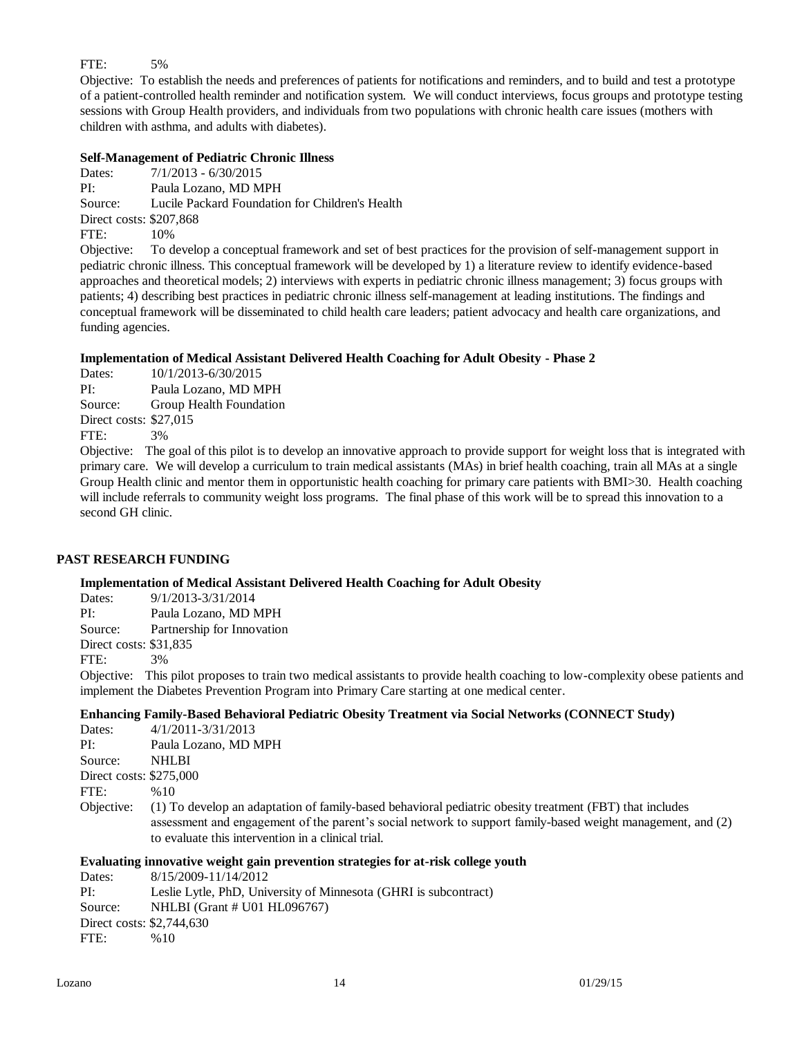FTE: 5%

Objective: To establish the needs and preferences of patients for notifications and reminders, and to build and test a prototype of a patient-controlled health reminder and notification system. We will conduct interviews, focus groups and prototype testing sessions with Group Health providers, and individuals from two populations with chronic health care issues (mothers with children with asthma, and adults with diabetes).

**Self-Management of Pediatric Chronic Illness**

Dates: 7/1/2013 - 6/30/2015
PI: Paula Lozano, MD MPH
Source: Lucile Packard Foundation for Children's Health
Direct costs: $207,868
FTE: 10%
Objective: To develop a conceptual framework and set of best practices for the provision of self-management support in pediatric chronic illness. This conceptual framework will be developed by 1) a literature review to identify evidence-based approaches and theoretical models; 2) interviews with experts in pediatric chronic illness management; 3) focus groups with patients; 4) describing best practices in pediatric chronic illness self-management at leading institutions. The findings and conceptual framework will be disseminated to child health care leaders; patient advocacy and health care organizations, and funding agencies.

**Implementation of Medical Assistant Delivered Health Coaching for Adult Obesity - Phase 2**

Dates: 10/1/2013-6/30/2015
PI: Paula Lozano, MD MPH
Source: Group Health Foundation
Direct costs: $27,015
FTE: 3%
Objective: The goal of this pilot is to develop an innovative approach to provide support for weight loss that is integrated with primary care. We will develop a curriculum to train medical assistants (MAs) in brief health coaching, train all MAs at a single Group Health clinic and mentor them in opportunistic health coaching for primary care patients with BMI>30. Health coaching will include referrals to community weight loss programs. The final phase of this work will be to spread this innovation to a second GH clinic.

## PAST RESEARCH FUNDING

**Implementation of Medical Assistant Delivered Health Coaching for Adult Obesity**

Dates: 9/1/2013-3/31/2014
PI: Paula Lozano, MD MPH
Source: Partnership for Innovation
Direct costs: $31,835
FTE: 3%
Objective: This pilot proposes to train two medical assistants to provide health coaching to low-complexity obese patients and implement the Diabetes Prevention Program into Primary Care starting at one medical center.

**Enhancing Family-Based Behavioral Pediatric Obesity Treatment via Social Networks (CONNECT Study)**

Dates: 4/1/2011-3/31/2013
PI: Paula Lozano, MD MPH
Source: NHLBI
Direct costs: $275,000
FTE: %10
Objective: (1) To develop an adaptation of family-based behavioral pediatric obesity treatment (FBT) that includes assessment and engagement of the parent's social network to support family-based weight management, and (2) to evaluate this intervention in a clinical trial.

**Evaluating innovative weight gain prevention strategies for at-risk college youth**

Dates: 8/15/2009-11/14/2012
PI: Leslie Lytle, PhD, University of Minnesota (GHRI is subcontract)
Source: NHLBI (Grant # U01 HL096767)
Direct costs: $2,744,630
FTE: %10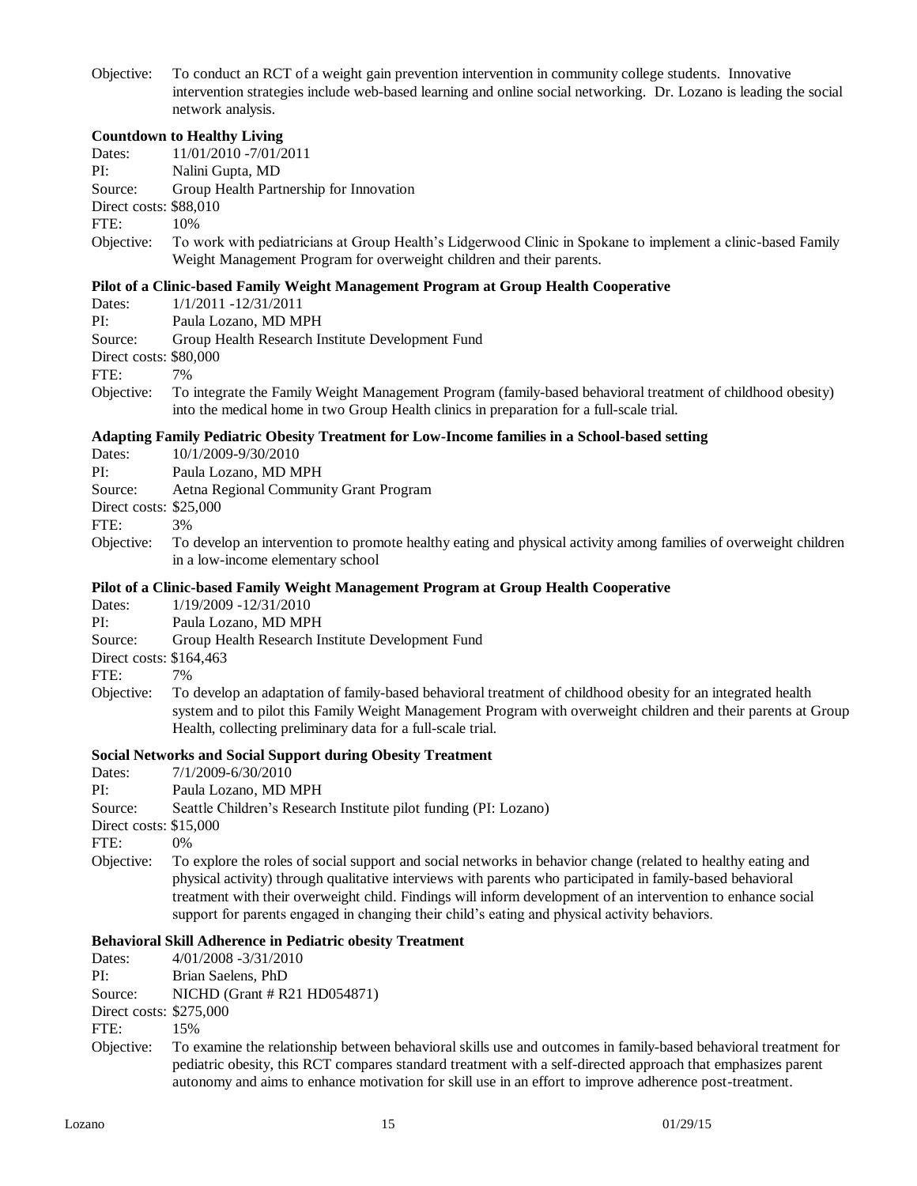Objective: To conduct an RCT of a weight gain prevention intervention in community college students. Innovative intervention strategies include web-based learning and online social networking. Dr. Lozano is leading the social network analysis.

**Countdown to Healthy Living**

Dates: 11/01/2010 -7/01/2011
PI: Nalini Gupta, MD
Source: Group Health Partnership for Innovation
Direct costs: $88,010
FTE: 10%
Objective: To work with pediatricians at Group Health's Lidgerwood Clinic in Spokane to implement a clinic-based Family Weight Management Program for overweight children and their parents.

**Pilot of a Clinic-based Family Weight Management Program at Group Health Cooperative**

Dates: 1/1/2011 -12/31/2011
PI: Paula Lozano, MD MPH
Source: Group Health Research Institute Development Fund
Direct costs: $80,000
FTE: 7%
Objective: To integrate the Family Weight Management Program (family-based behavioral treatment of childhood obesity) into the medical home in two Group Health clinics in preparation for a full-scale trial.

**Adapting Family Pediatric Obesity Treatment for Low-Income families in a School-based setting**

Dates: 10/1/2009-9/30/2010
PI: Paula Lozano, MD MPH
Source: Aetna Regional Community Grant Program
Direct costs: $25,000
FTE: 3%
Objective: To develop an intervention to promote healthy eating and physical activity among families of overweight children in a low-income elementary school

**Pilot of a Clinic-based Family Weight Management Program at Group Health Cooperative**

Dates: 1/19/2009 -12/31/2010
PI: Paula Lozano, MD MPH
Source: Group Health Research Institute Development Fund
Direct costs: $164,463
FTE: 7%
Objective: To develop an adaptation of family-based behavioral treatment of childhood obesity for an integrated health system and to pilot this Family Weight Management Program with overweight children and their parents at Group Health, collecting preliminary data for a full-scale trial.

**Social Networks and Social Support during Obesity Treatment**

Dates: 7/1/2009-6/30/2010
PI: Paula Lozano, MD MPH
Source: Seattle Children's Research Institute pilot funding (PI: Lozano)
Direct costs: $15,000
FTE: 0%
Objective: To explore the roles of social support and social networks in behavior change (related to healthy eating and physical activity) through qualitative interviews with parents who participated in family-based behavioral treatment with their overweight child. Findings will inform development of an intervention to enhance social support for parents engaged in changing their child's eating and physical activity behaviors.

**Behavioral Skill Adherence in Pediatric obesity Treatment**

Dates: 4/01/2008 -3/31/2010
PI: Brian Saelens, PhD
Source: NICHD (Grant # R21 HD054871)
Direct costs: $275,000
FTE: 15%
Objective: To examine the relationship between behavioral skills use and outcomes in family-based behavioral treatment for pediatric obesity, this RCT compares standard treatment with a self-directed approach that emphasizes parent autonomy and aims to enhance motivation for skill use in an effort to improve adherence post-treatment.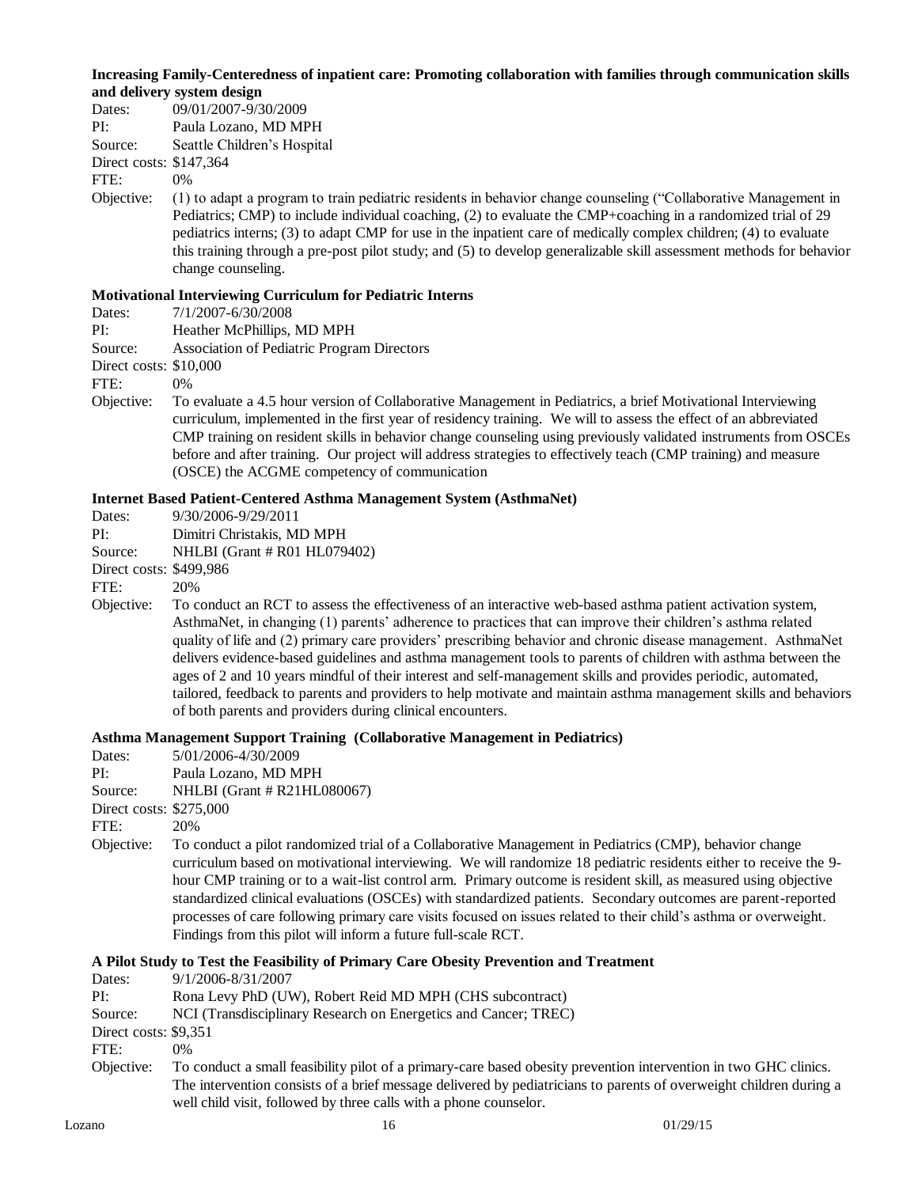**Increasing Family-Centeredness of inpatient care: Promoting collaboration with families through communication skills and delivery system design**

Dates: 09/01/2007-9/30/2009
PI: Paula Lozano, MD MPH
Source: Seattle Children's Hospital
Direct costs: $147,364
FTE: 0%
Objective: (1) to adapt a program to train pediatric residents in behavior change counseling ("Collaborative Management in Pediatrics; CMP) to include individual coaching, (2) to evaluate the CMP+coaching in a randomized trial of 29 pediatrics interns; (3) to adapt CMP for use in the inpatient care of medically complex children; (4) to evaluate this training through a pre-post pilot study; and (5) to develop generalizable skill assessment methods for behavior change counseling.

**Motivational Interviewing Curriculum for Pediatric Interns**

Dates: 7/1/2007-6/30/2008
PI: Heather McPhillips, MD MPH
Source: Association of Pediatric Program Directors
Direct costs: $10,000
FTE: 0%
Objective: To evaluate a 4.5 hour version of Collaborative Management in Pediatrics, a brief Motivational Interviewing curriculum, implemented in the first year of residency training. We will to assess the effect of an abbreviated CMP training on resident skills in behavior change counseling using previously validated instruments from OSCEs before and after training. Our project will address strategies to effectively teach (CMP training) and measure (OSCE) the ACGME competency of communication

**Internet Based Patient-Centered Asthma Management System (AsthmaNet)**

Dates: 9/30/2006-9/29/2011
PI: Dimitri Christakis, MD MPH
Source: NHLBI (Grant # R01 HL079402)
Direct costs: $499,986
FTE: 20%
Objective: To conduct an RCT to assess the effectiveness of an interactive web-based asthma patient activation system, AsthmaNet, in changing (1) parents' adherence to practices that can improve their children's asthma related quality of life and (2) primary care providers' prescribing behavior and chronic disease management. AsthmaNet delivers evidence-based guidelines and asthma management tools to parents of children with asthma between the ages of 2 and 10 years mindful of their interest and self-management skills and provides periodic, automated, tailored, feedback to parents and providers to help motivate and maintain asthma management skills and behaviors of both parents and providers during clinical encounters.

**Asthma Management Support Training (Collaborative Management in Pediatrics)**

Dates: 5/01/2006-4/30/2009
PI: Paula Lozano, MD MPH
Source: NHLBI (Grant # R21HL080067)
Direct costs: $275,000
FTE: 20%
Objective: To conduct a pilot randomized trial of a Collaborative Management in Pediatrics (CMP), behavior change curriculum based on motivational interviewing. We will randomize 18 pediatric residents either to receive the 9-hour CMP training or to a wait-list control arm. Primary outcome is resident skill, as measured using objective standardized clinical evaluations (OSCEs) with standardized patients. Secondary outcomes are parent-reported processes of care following primary care visits focused on issues related to their child's asthma or overweight. Findings from this pilot will inform a future full-scale RCT.

**A Pilot Study to Test the Feasibility of Primary Care Obesity Prevention and Treatment**

Dates: 9/1/2006-8/31/2007
PI: Rona Levy PhD (UW), Robert Reid MD MPH (CHS subcontract)
Source: NCI (Transdisciplinary Research on Energetics and Cancer; TREC)
Direct costs: $9,351
FTE: 0%
Objective: To conduct a small feasibility pilot of a primary-care based obesity prevention intervention in two GHC clinics. The intervention consists of a brief message delivered by pediatricians to parents of overweight children during a well child visit, followed by three calls with a phone counselor.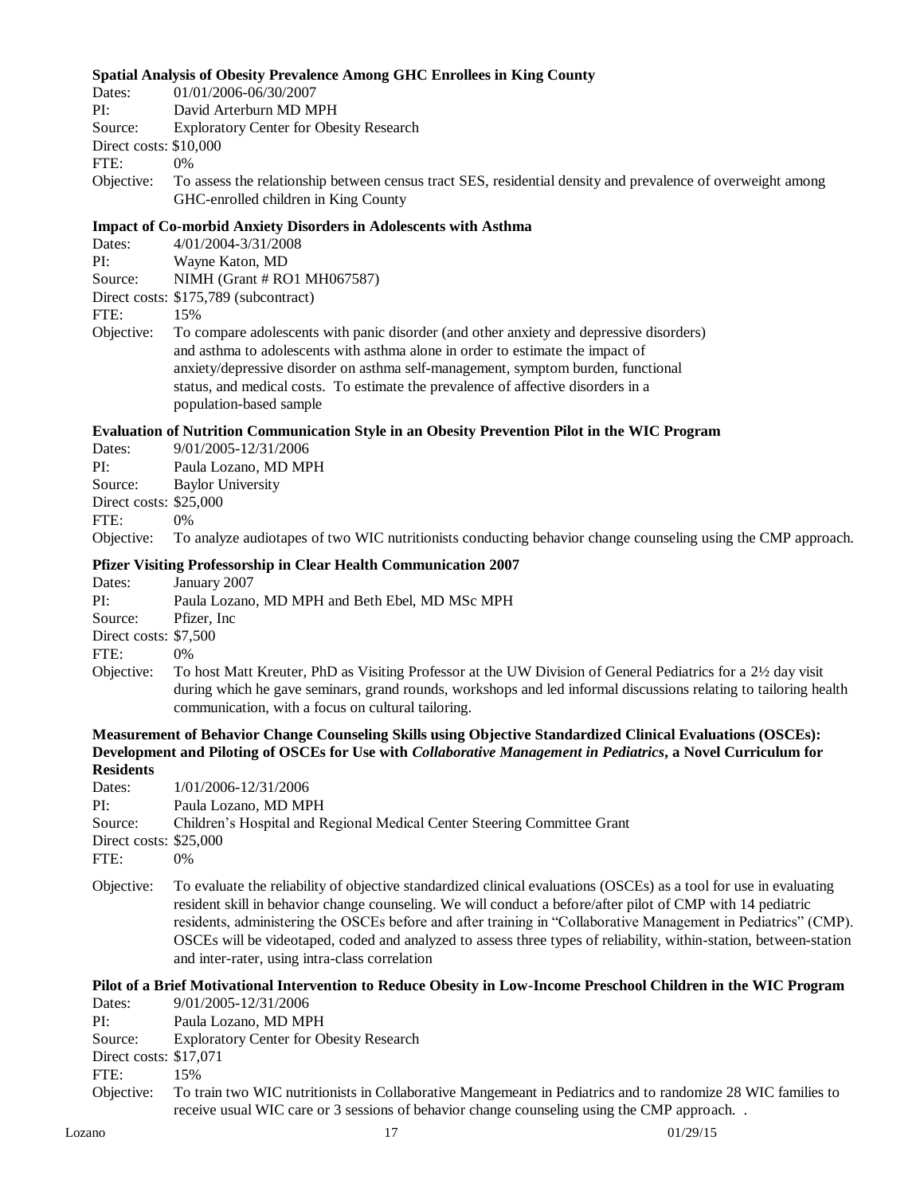**Spatial Analysis of Obesity Prevalence Among GHC Enrollees in King County**

Dates: 01/01/2006-06/30/2007
PI: David Arterburn MD MPH
Source: Exploratory Center for Obesity Research
Direct costs: $10,000
FTE: 0%
Objective: To assess the relationship between census tract SES, residential density and prevalence of overweight among GHC-enrolled children in King County

**Impact of Co-morbid Anxiety Disorders in Adolescents with Asthma**

Dates: 4/01/2004-3/31/2008
PI: Wayne Katon, MD
Source: NIMH (Grant # RO1 MH067587)
Direct costs: $175,789 (subcontract)
FTE: 15%
Objective: To compare adolescents with panic disorder (and other anxiety and depressive disorders) and asthma to adolescents with asthma alone in order to estimate the impact of anxiety/depressive disorder on asthma self-management, symptom burden, functional status, and medical costs. To estimate the prevalence of affective disorders in a population-based sample

**Evaluation of Nutrition Communication Style in an Obesity Prevention Pilot in the WIC Program**

Dates: 9/01/2005-12/31/2006
PI: Paula Lozano, MD MPH
Source: Baylor University
Direct costs: $25,000
FTE: 0%
Objective: To analyze audiotapes of two WIC nutritionists conducting behavior change counseling using the CMP approach.

**Pfizer Visiting Professorship in Clear Health Communication 2007**

Dates: January 2007
PI: Paula Lozano, MD MPH and Beth Ebel, MD MSc MPH
Source: Pfizer, Inc
Direct costs: $7,500
FTE: 0%
Objective: To host Matt Kreuter, PhD as Visiting Professor at the UW Division of General Pediatrics for a 2½ day visit during which he gave seminars, grand rounds, workshops and led informal discussions relating to tailoring health communication, with a focus on cultural tailoring.

**Measurement of Behavior Change Counseling Skills using Objective Standardized Clinical Evaluations (OSCEs): Development and Piloting of OSCEs for Use with *Collaborative Management in Pediatrics*, a Novel Curriculum for Residents**

Dates: 1/01/2006-12/31/2006
PI: Paula Lozano, MD MPH
Source: Children's Hospital and Regional Medical Center Steering Committee Grant
Direct costs: $25,000
FTE: 0%
Objective: To evaluate the reliability of objective standardized clinical evaluations (OSCEs) as a tool for use in evaluating resident skill in behavior change counseling. We will conduct a before/after pilot of CMP with 14 pediatric residents, administering the OSCEs before and after training in "Collaborative Management in Pediatrics" (CMP). OSCEs will be videotaped, coded and analyzed to assess three types of reliability, within-station, between-station and inter-rater, using intra-class correlation

**Pilot of a Brief Motivational Intervention to Reduce Obesity in Low-Income Preschool Children in the WIC Program**

Dates: 9/01/2005-12/31/2006
PI: Paula Lozano, MD MPH
Source: Exploratory Center for Obesity Research
Direct costs: $17,071
FTE: 15%
Objective: To train two WIC nutritionists in Collaborative Mangemeant in Pediatrics and to randomize 28 WIC families to receive usual WIC care or 3 sessions of behavior change counseling using the CMP approach. .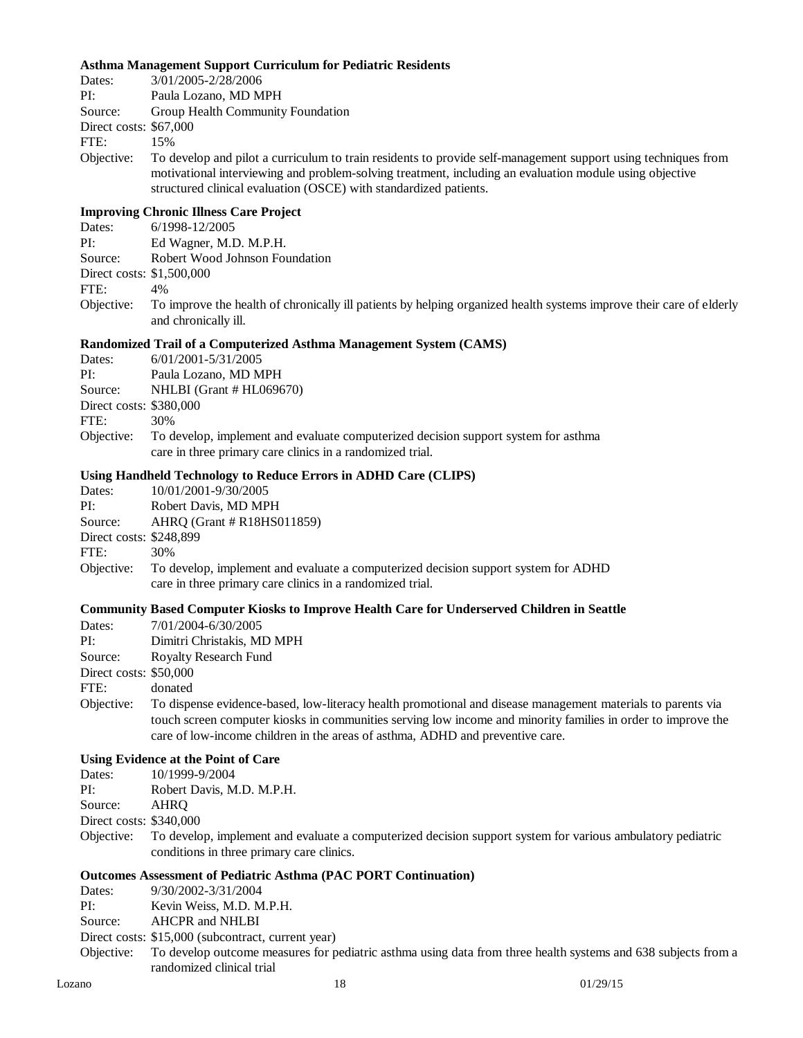**Asthma Management Support Curriculum for Pediatric Residents**

Dates: 3/01/2005-2/28/2006
PI: Paula Lozano, MD MPH
Source: Group Health Community Foundation
Direct costs: $67,000
FTE: 15%
Objective: To develop and pilot a curriculum to train residents to provide self-management support using techniques from motivational interviewing and problem-solving treatment, including an evaluation module using objective structured clinical evaluation (OSCE) with standardized patients.

**Improving Chronic Illness Care Project**

Dates: 6/1998-12/2005
PI: Ed Wagner, M.D. M.P.H.
Source: Robert Wood Johnson Foundation
Direct costs: $1,500,000
FTE: 4%
Objective: To improve the health of chronically ill patients by helping organized health systems improve their care of elderly and chronically ill.

**Randomized Trail of a Computerized Asthma Management System (CAMS)**

Dates: 6/01/2001-5/31/2005
PI: Paula Lozano, MD MPH
Source: NHLBI (Grant # HL069670)
Direct costs: $380,000
FTE: 30%
Objective: To develop, implement and evaluate computerized decision support system for asthma care in three primary care clinics in a randomized trial.

**Using Handheld Technology to Reduce Errors in ADHD Care (CLIPS)**

Dates: 10/01/2001-9/30/2005
PI: Robert Davis, MD MPH
Source: AHRQ (Grant # R18HS011859)
Direct costs: $248,899
FTE: 30%
Objective: To develop, implement and evaluate a computerized decision support system for ADHD care in three primary care clinics in a randomized trial.

**Community Based Computer Kiosks to Improve Health Care for Underserved Children in Seattle**

Dates: 7/01/2004-6/30/2005
PI: Dimitri Christakis, MD MPH
Source: Royalty Research Fund
Direct costs: $50,000
FTE: donated
Objective: To dispense evidence-based, low-literacy health promotional and disease management materials to parents via touch screen computer kiosks in communities serving low income and minority families in order to improve the care of low-income children in the areas of asthma, ADHD and preventive care.

**Using Evidence at the Point of Care**

Dates: 10/1999-9/2004
PI: Robert Davis, M.D. M.P.H.
Source: AHRQ
Direct costs: $340,000
Objective: To develop, implement and evaluate a computerized decision support system for various ambulatory pediatric conditions in three primary care clinics.

**Outcomes Assessment of Pediatric Asthma (PAC PORT Continuation)**

Dates: 9/30/2002-3/31/2004
PI: Kevin Weiss, M.D. M.P.H.
Source: AHCPR and NHLBI
Direct costs: $15,000 (subcontract, current year)
Objective: To develop outcome measures for pediatric asthma using data from three health systems and 638 subjects from a randomized clinical trial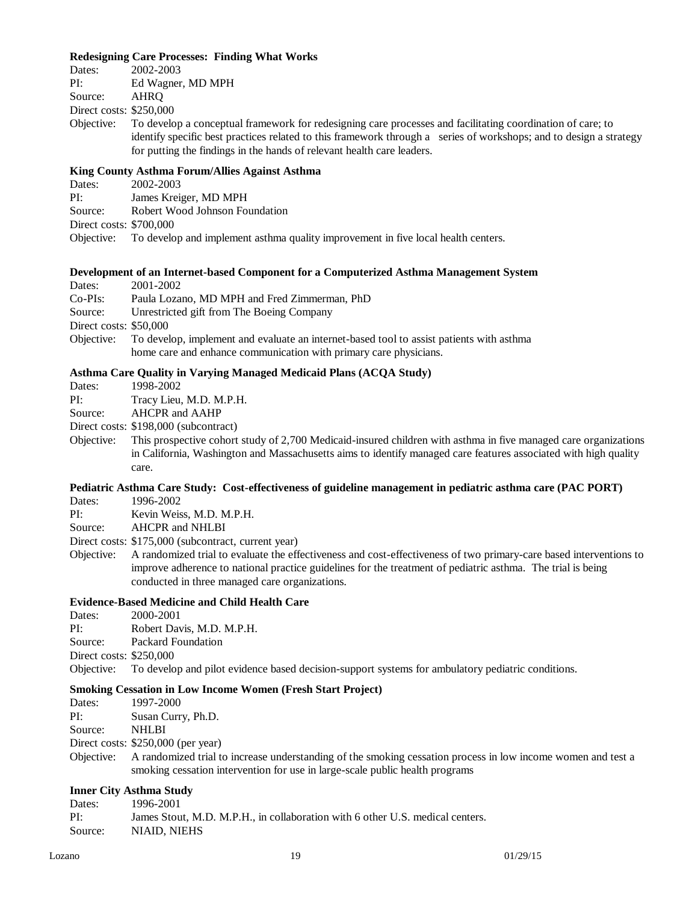**Redesigning Care Processes: Finding What Works**

Dates: 2002-2003
PI: Ed Wagner, MD MPH
Source: AHRQ
Direct costs: $250,000
Objective: To develop a conceptual framework for redesigning care processes and facilitating coordination of care; to identify specific best practices related to this framework through a series of workshops; and to design a strategy for putting the findings in the hands of relevant health care leaders.

**King County Asthma Forum/Allies Against Asthma**

Dates: 2002-2003
PI: James Kreiger, MD MPH
Source: Robert Wood Johnson Foundation
Direct costs: $700,000
Objective: To develop and implement asthma quality improvement in five local health centers.

**Development of an Internet-based Component for a Computerized Asthma Management System**

Dates: 2001-2002
Co-PIs: Paula Lozano, MD MPH and Fred Zimmerman, PhD
Source: Unrestricted gift from The Boeing Company
Direct costs: $50,000
Objective: To develop, implement and evaluate an internet-based tool to assist patients with asthma home care and enhance communication with primary care physicians.

**Asthma Care Quality in Varying Managed Medicaid Plans (ACQA Study)**

Dates: 1998-2002
PI: Tracy Lieu, M.D. M.P.H.
Source: AHCPR and AAHP
Direct costs: $198,000 (subcontract)
Objective: This prospective cohort study of 2,700 Medicaid-insured children with asthma in five managed care organizations in California, Washington and Massachusetts aims to identify managed care features associated with high quality care.

**Pediatric Asthma Care Study: Cost-effectiveness of guideline management in pediatric asthma care (PAC PORT)**

Dates: 1996-2002
PI: Kevin Weiss, M.D. M.P.H.
Source: AHCPR and NHLBI
Direct costs: $175,000 (subcontract, current year)
Objective: A randomized trial to evaluate the effectiveness and cost-effectiveness of two primary-care based interventions to improve adherence to national practice guidelines for the treatment of pediatric asthma. The trial is being conducted in three managed care organizations.

**Evidence-Based Medicine and Child Health Care**

Dates: 2000-2001
PI: Robert Davis, M.D. M.P.H.
Source: Packard Foundation
Direct costs: $250,000
Objective: To develop and pilot evidence based decision-support systems for ambulatory pediatric conditions.

**Smoking Cessation in Low Income Women (Fresh Start Project)**

Dates: 1997-2000
PI: Susan Curry, Ph.D.
Source: NHLBI
Direct costs: $250,000 (per year)
Objective: A randomized trial to increase understanding of the smoking cessation process in low income women and test a smoking cessation intervention for use in large-scale public health programs

**Inner City Asthma Study**

Dates: 1996-2001
PI: James Stout, M.D. M.P.H., in collaboration with 6 other U.S. medical centers.
Source: NIAID, NIEHS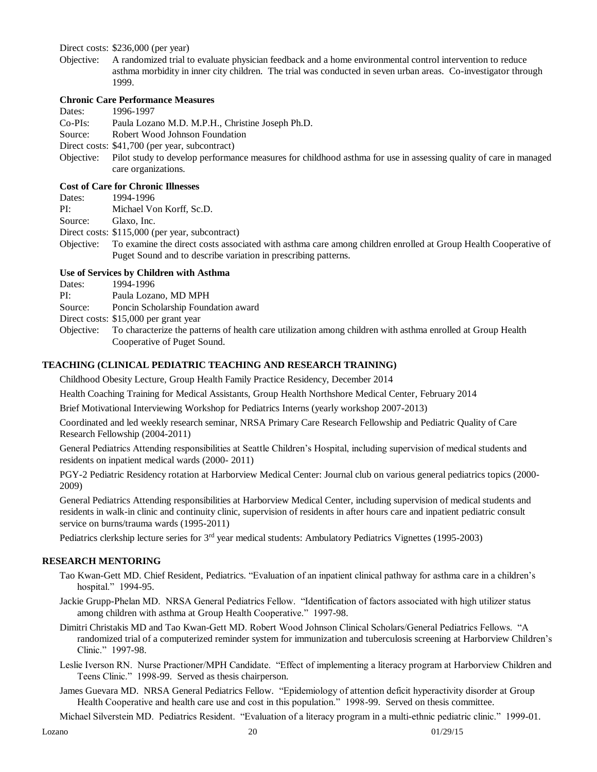Direct costs: $236,000 (per year)

Objective: A randomized trial to evaluate physician feedback and a home environmental control intervention to reduce asthma morbidity in inner city children. The trial was conducted in seven urban areas. Co-investigator through 1999.

**Chronic Care Performance Measures**

Dates: 1996-1997

Co-PIs: Paula Lozano M.D. M.P.H., Christine Joseph Ph.D.

Source: Robert Wood Johnson Foundation

Direct costs: $41,700 (per year, subcontract)

Objective: Pilot study to develop performance measures for childhood asthma for use in assessing quality of care in managed care organizations.

**Cost of Care for Chronic Illnesses**

Dates: 1994-1996

PI: Michael Von Korff, Sc.D.

Source: Glaxo, Inc.

Direct costs: $115,000 (per year, subcontract)

Objective: To examine the direct costs associated with asthma care among children enrolled at Group Health Cooperative of Puget Sound and to describe variation in prescribing patterns.

**Use of Services by Children with Asthma**

Dates: 1994-1996

PI: Paula Lozano, MD MPH

Source: Poncin Scholarship Foundation award

Direct costs: $15,000 per grant year

Objective: To characterize the patterns of health care utilization among children with asthma enrolled at Group Health Cooperative of Puget Sound.

## TEACHING (CLINICAL PEDIATRIC TEACHING AND RESEARCH TRAINING)

Childhood Obesity Lecture, Group Health Family Practice Residency, December 2014

Health Coaching Training for Medical Assistants, Group Health Northshore Medical Center, February 2014

Brief Motivational Interviewing Workshop for Pediatrics Interns (yearly workshop 2007-2013)

Coordinated and led weekly research seminar, NRSA Primary Care Research Fellowship and Pediatric Quality of Care Research Fellowship (2004-2011)

General Pediatrics Attending responsibilities at Seattle Children's Hospital, including supervision of medical students and residents on inpatient medical wards (2000- 2011)

PGY-2 Pediatric Residency rotation at Harborview Medical Center: Journal club on various general pediatrics topics (2000-2009)

General Pediatrics Attending responsibilities at Harborview Medical Center, including supervision of medical students and residents in walk-in clinic and continuity clinic, supervision of residents in after hours care and inpatient pediatric consult service on burns/trauma wards (1995-2011)

Pediatrics clerkship lecture series for 3rd year medical students: Ambulatory Pediatrics Vignettes (1995-2003)

## RESEARCH MENTORING

Tao Kwan-Gett MD. Chief Resident, Pediatrics. "Evaluation of an inpatient clinical pathway for asthma care in a children's hospital." 1994-95.

Jackie Grupp-Phelan MD. NRSA General Pediatrics Fellow. "Identification of factors associated with high utilizer status among children with asthma at Group Health Cooperative." 1997-98.

Dimitri Christakis MD and Tao Kwan-Gett MD. Robert Wood Johnson Clinical Scholars/General Pediatrics Fellows. "A randomized trial of a computerized reminder system for immunization and tuberculosis screening at Harborview Children's Clinic." 1997-98.

Leslie Iverson RN. Nurse Practioner/MPH Candidate. "Effect of implementing a literacy program at Harborview Children and Teens Clinic." 1998-99. Served as thesis chairperson.

James Guevara MD. NRSA General Pediatrics Fellow. "Epidemiology of attention deficit hyperactivity disorder at Group Health Cooperative and health care use and cost in this population." 1998-99. Served on thesis committee.

Michael Silverstein MD. Pediatrics Resident. "Evaluation of a literacy program in a multi-ethnic pediatric clinic." 1999-01.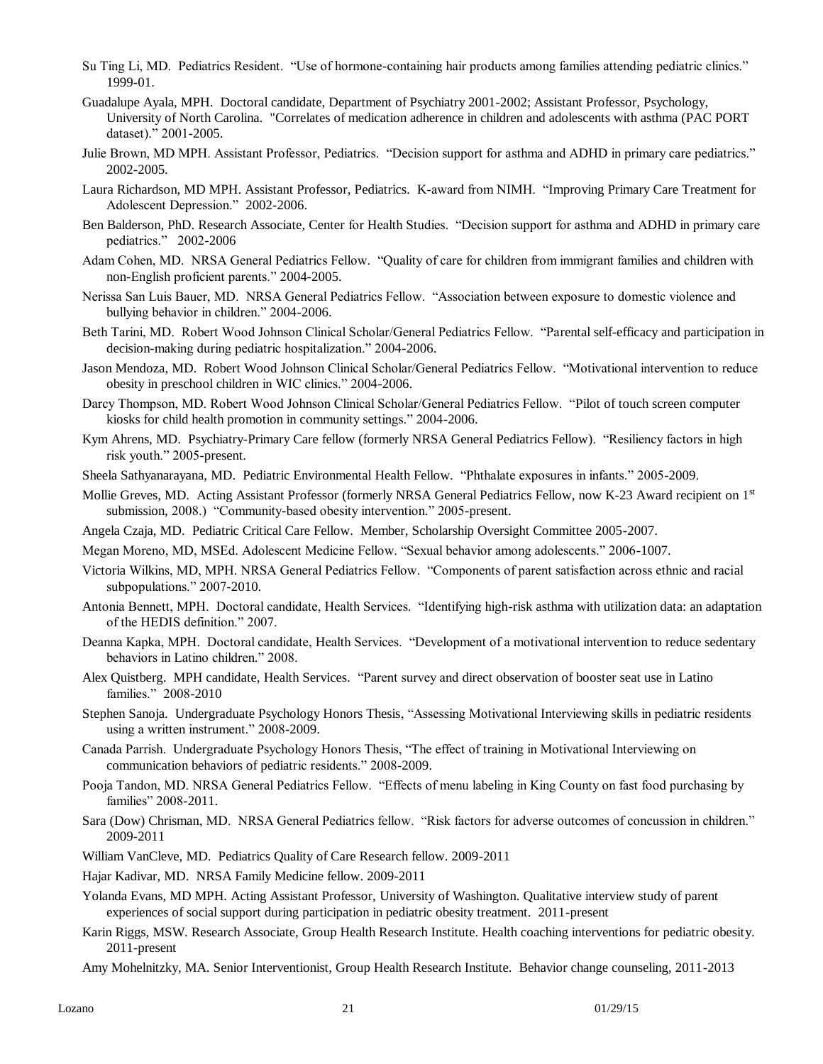Su Ting Li, MD. Pediatrics Resident. "Use of hormone-containing hair products among families attending pediatric clinics." 1999-01.

Guadalupe Ayala, MPH. Doctoral candidate, Department of Psychiatry 2001-2002; Assistant Professor, Psychology, University of North Carolina. "Correlates of medication adherence in children and adolescents with asthma (PAC PORT dataset)." 2001-2005.

Julie Brown, MD MPH. Assistant Professor, Pediatrics. "Decision support for asthma and ADHD in primary care pediatrics." 2002-2005.

Laura Richardson, MD MPH. Assistant Professor, Pediatrics. K-award from NIMH. "Improving Primary Care Treatment for Adolescent Depression." 2002-2006.

Ben Balderson, PhD. Research Associate, Center for Health Studies. "Decision support for asthma and ADHD in primary care pediatrics." 2002-2006

Adam Cohen, MD. NRSA General Pediatrics Fellow. "Quality of care for children from immigrant families and children with non-English proficient parents." 2004-2005.

Nerissa San Luis Bauer, MD. NRSA General Pediatrics Fellow. "Association between exposure to domestic violence and bullying behavior in children." 2004-2006.

Beth Tarini, MD. Robert Wood Johnson Clinical Scholar/General Pediatrics Fellow. "Parental self-efficacy and participation in decision-making during pediatric hospitalization." 2004-2006.

Jason Mendoza, MD. Robert Wood Johnson Clinical Scholar/General Pediatrics Fellow. "Motivational intervention to reduce obesity in preschool children in WIC clinics." 2004-2006.

Darcy Thompson, MD. Robert Wood Johnson Clinical Scholar/General Pediatrics Fellow. "Pilot of touch screen computer kiosks for child health promotion in community settings." 2004-2006.

Kym Ahrens, MD. Psychiatry-Primary Care fellow (formerly NRSA General Pediatrics Fellow). "Resiliency factors in high risk youth." 2005-present.

Sheela Sathyanarayana, MD. Pediatric Environmental Health Fellow. "Phthalate exposures in infants." 2005-2009.

Mollie Greves, MD. Acting Assistant Professor (formerly NRSA General Pediatrics Fellow, now K-23 Award recipient on 1st submission, 2008.) "Community-based obesity intervention." 2005-present.

Angela Czaja, MD. Pediatric Critical Care Fellow. Member, Scholarship Oversight Committee 2005-2007.

Megan Moreno, MD, MSEd. Adolescent Medicine Fellow. "Sexual behavior among adolescents." 2006-1007.

Victoria Wilkins, MD, MPH. NRSA General Pediatrics Fellow. "Components of parent satisfaction across ethnic and racial subpopulations." 2007-2010.

Antonia Bennett, MPH. Doctoral candidate, Health Services. "Identifying high-risk asthma with utilization data: an adaptation of the HEDIS definition." 2007.

Deanna Kapka, MPH. Doctoral candidate, Health Services. "Development of a motivational intervention to reduce sedentary behaviors in Latino children." 2008.

Alex Quistberg. MPH candidate, Health Services. "Parent survey and direct observation of booster seat use in Latino families." 2008-2010

Stephen Sanoja. Undergraduate Psychology Honors Thesis, "Assessing Motivational Interviewing skills in pediatric residents using a written instrument." 2008-2009.

Canada Parrish. Undergraduate Psychology Honors Thesis, "The effect of training in Motivational Interviewing on communication behaviors of pediatric residents." 2008-2009.

Pooja Tandon, MD. NRSA General Pediatrics Fellow. "Effects of menu labeling in King County on fast food purchasing by families" 2008-2011.

Sara (Dow) Chrisman, MD. NRSA General Pediatrics fellow. "Risk factors for adverse outcomes of concussion in children." 2009-2011

William VanCleve, MD. Pediatrics Quality of Care Research fellow. 2009-2011

Hajar Kadivar, MD. NRSA Family Medicine fellow. 2009-2011

Yolanda Evans, MD MPH. Acting Assistant Professor, University of Washington. Qualitative interview study of parent experiences of social support during participation in pediatric obesity treatment. 2011-present

Karin Riggs, MSW. Research Associate, Group Health Research Institute. Health coaching interventions for pediatric obesity. 2011-present

Amy Mohelnitzky, MA. Senior Interventionist, Group Health Research Institute. Behavior change counseling, 2011-2013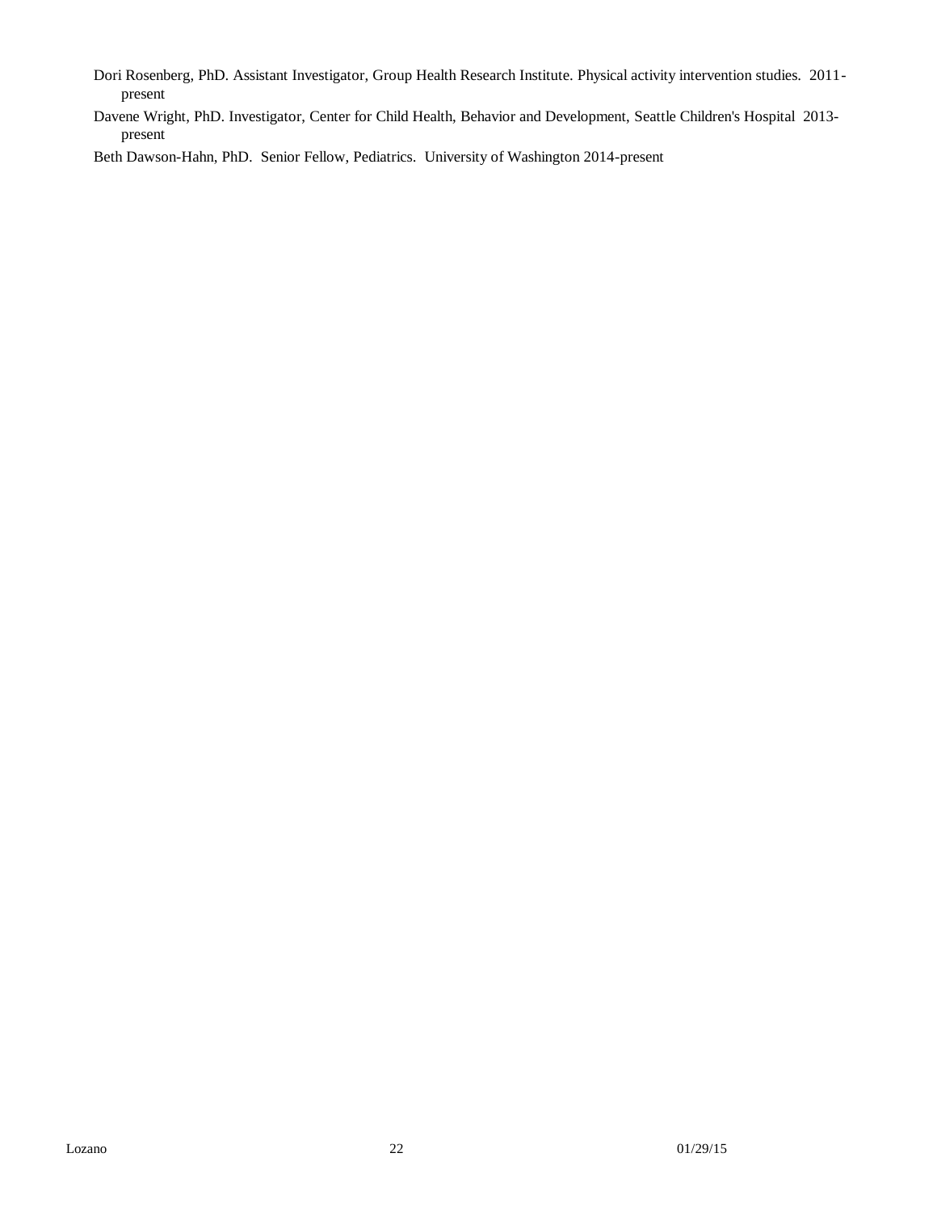Dori Rosenberg, PhD. Assistant Investigator, Group Health Research Institute. Physical activity intervention studies. 2011-present

Davene Wright, PhD. Investigator, Center for Child Health, Behavior and Development, Seattle Children's Hospital 2013-present

Beth Dawson-Hahn, PhD. Senior Fellow, Pediatrics. University of Washington 2014-present